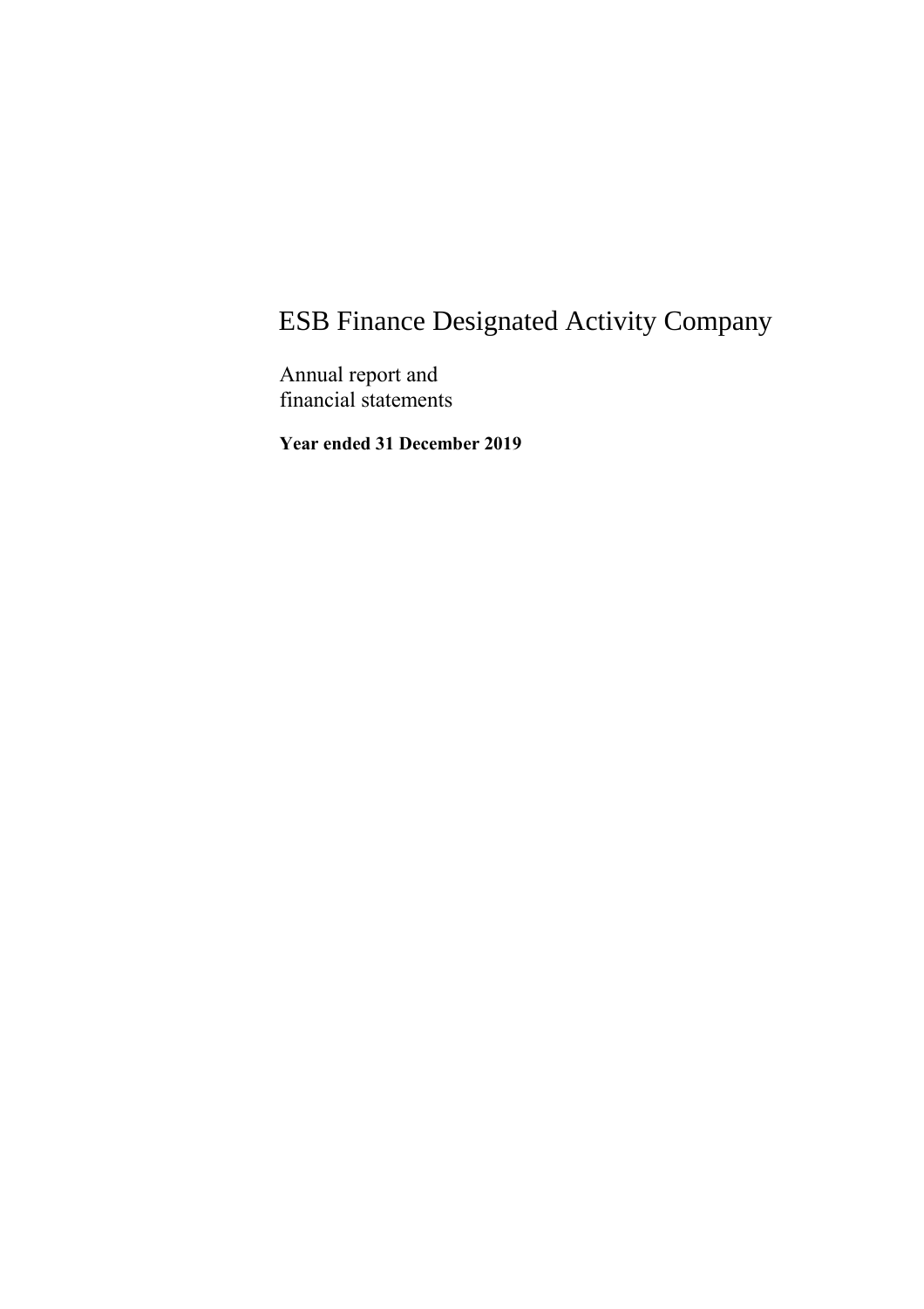# ESB Finance Designated Activity Company

Annual report and
financial statements

**Year ended 31 December 2019**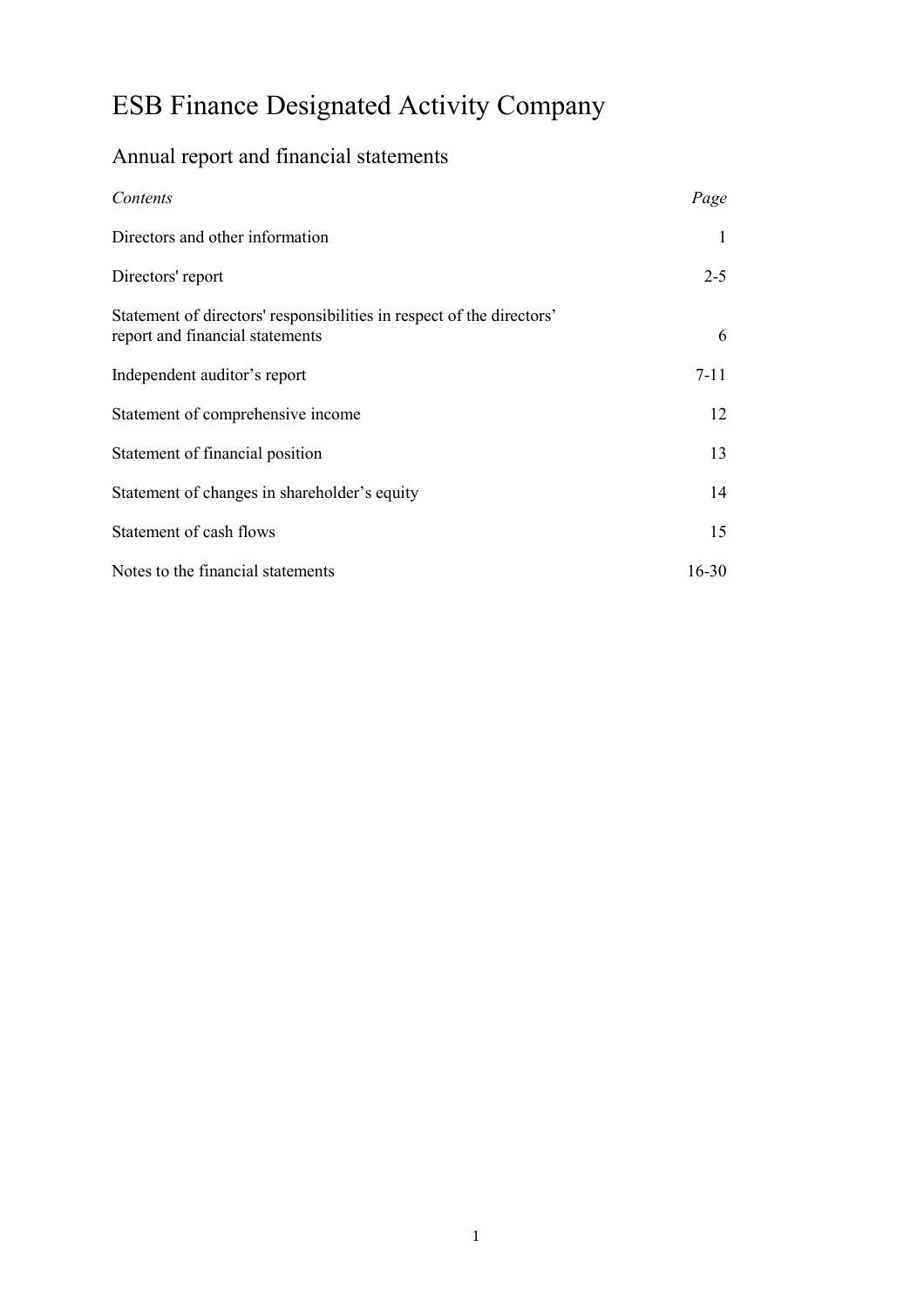# ESB Finance Designated Activity Company

## Annual report and financial statements

| *Contents* | *Page* |
| --- | --- |
| Directors and other information | 1 |
| Directors' report | 2-5 |
| Statement of directors' responsibilities in respect of the directors' report and financial statements | 6 |
| Independent auditor's report | 7-11 |
| Statement of comprehensive income | 12 |
| Statement of financial position | 13 |
| Statement of changes in shareholder's equity | 14 |
| Statement of cash flows | 15 |
| Notes to the financial statements | 16-30 |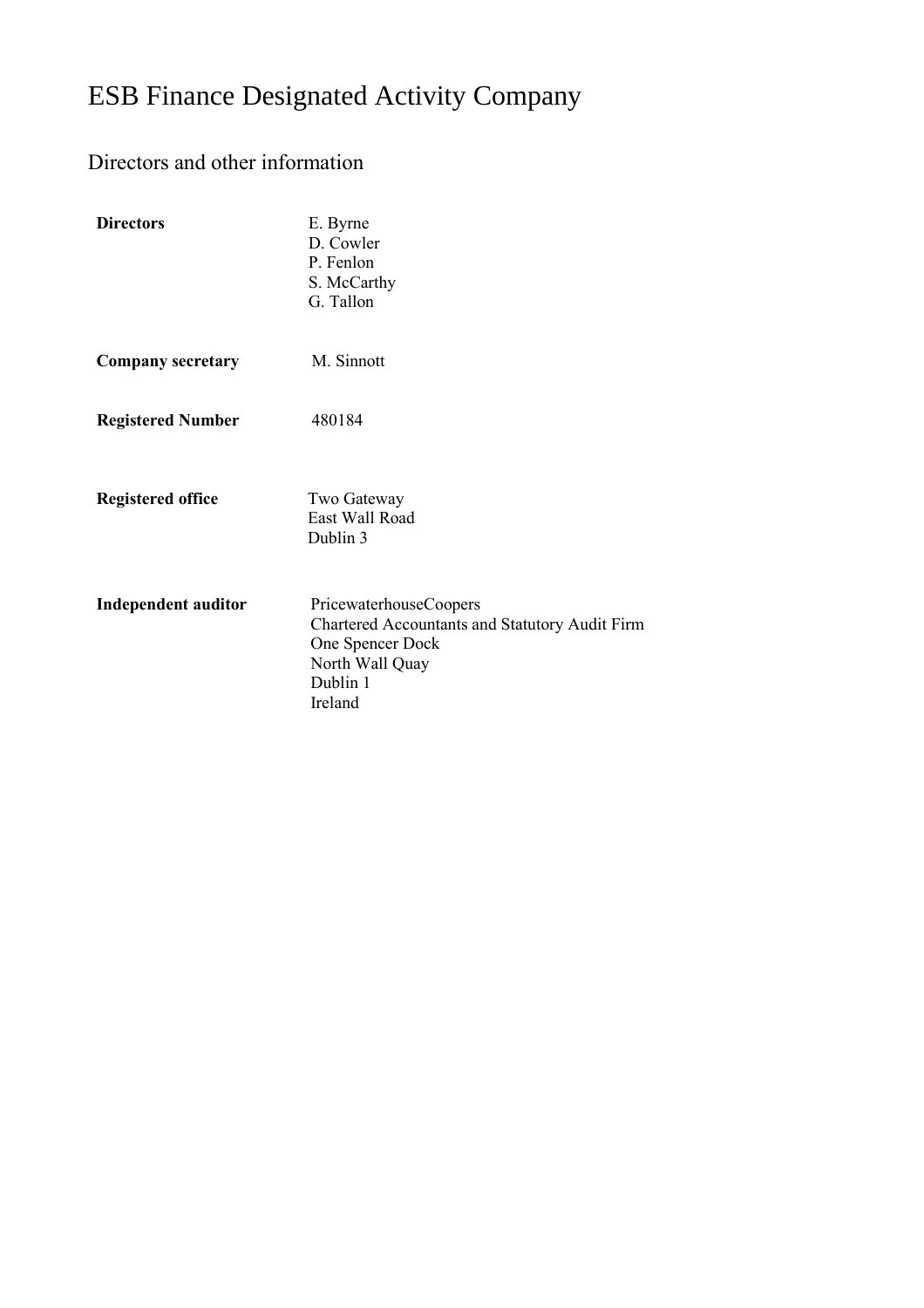# ESB Finance Designated Activity Company

## Directors and other information

| | |
|---|---|
| **Directors** | E. Byrne<br>D. Cowler<br>P. Fenlon<br>S. McCarthy<br>G. Tallon |
| **Company secretary** | M. Sinnott |
| **Registered Number** | 480184 |
| **Registered office** | Two Gateway<br>East Wall Road<br>Dublin 3 |
| **Independent auditor** | PricewaterhouseCoopers<br>Chartered Accountants and Statutory Audit Firm<br>One Spencer Dock<br>North Wall Quay<br>Dublin 1<br>Ireland |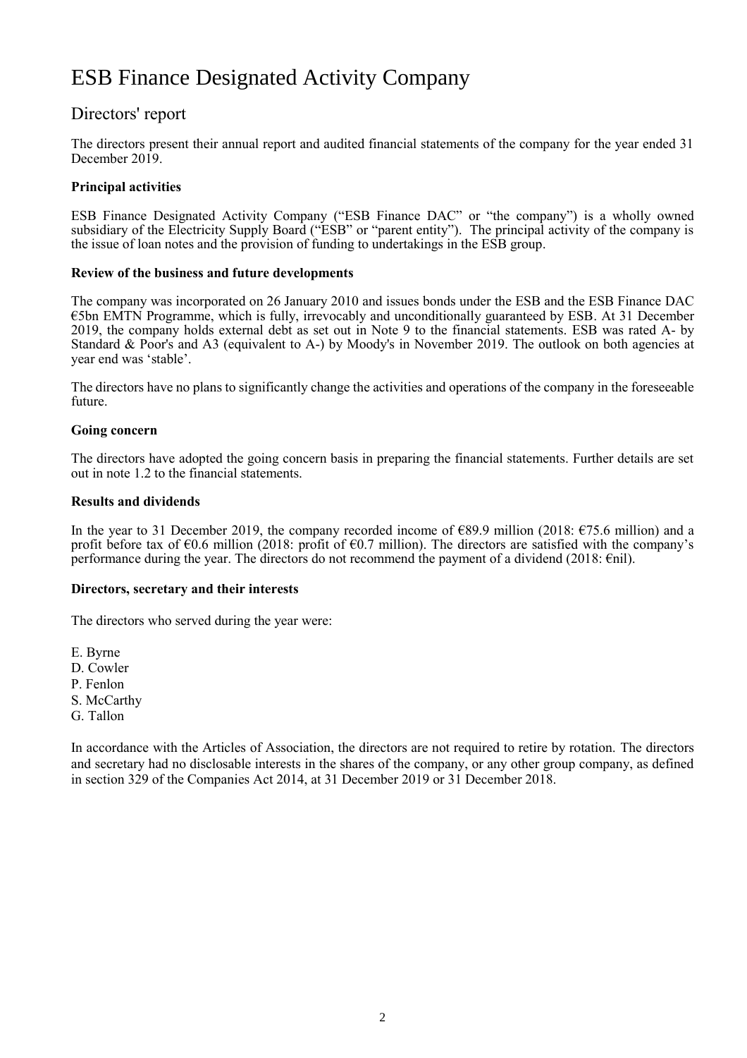# ESB Finance Designated Activity Company

## Directors' report

The directors present their annual report and audited financial statements of the company for the year ended 31 December 2019.

### Principal activities

ESB Finance Designated Activity Company ("ESB Finance DAC" or "the company") is a wholly owned subsidiary of the Electricity Supply Board ("ESB" or "parent entity"). The principal activity of the company is the issue of loan notes and the provision of funding to undertakings in the ESB group.

### Review of the business and future developments

The company was incorporated on 26 January 2010 and issues bonds under the ESB and the ESB Finance DAC €5bn EMTN Programme, which is fully, irrevocably and unconditionally guaranteed by ESB. At 31 December 2019, the company holds external debt as set out in Note 9 to the financial statements. ESB was rated A- by Standard & Poor's and A3 (equivalent to A-) by Moody's in November 2019. The outlook on both agencies at year end was 'stable'.

The directors have no plans to significantly change the activities and operations of the company in the foreseeable future.

### Going concern

The directors have adopted the going concern basis in preparing the financial statements. Further details are set out in note 1.2 to the financial statements.

### Results and dividends

In the year to 31 December 2019, the company recorded income of €89.9 million (2018: €75.6 million) and a profit before tax of €0.6 million (2018: profit of €0.7 million). The directors are satisfied with the company's performance during the year. The directors do not recommend the payment of a dividend (2018: €nil).

### Directors, secretary and their interests

The directors who served during the year were:

E. Byrne
D. Cowler
P. Fenlon
S. McCarthy
G. Tallon

In accordance with the Articles of Association, the directors are not required to retire by rotation. The directors and secretary had no disclosable interests in the shares of the company, or any other group company, as defined in section 329 of the Companies Act 2014, at 31 December 2019 or 31 December 2018.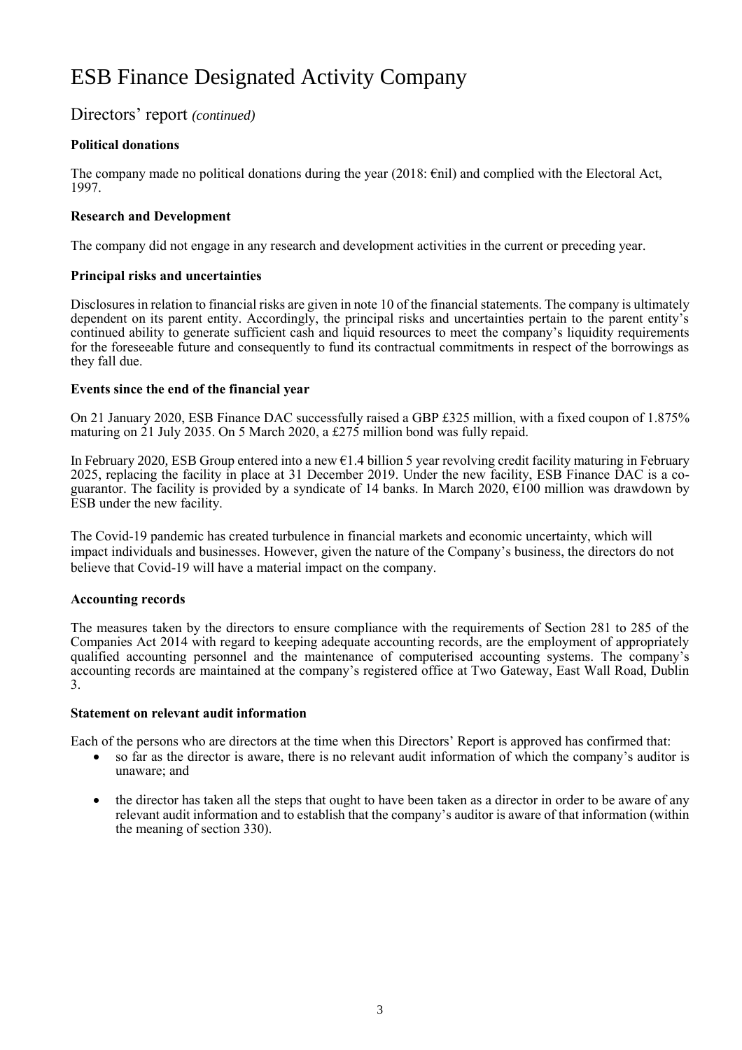# ESB Finance Designated Activity Company

## Directors' report *(continued)*

**Political donations**

The company made no political donations during the year (2018: €nil) and complied with the Electoral Act, 1997.

**Research and Development**

The company did not engage in any research and development activities in the current or preceding year.

**Principal risks and uncertainties**

Disclosures in relation to financial risks are given in note 10 of the financial statements. The company is ultimately dependent on its parent entity. Accordingly, the principal risks and uncertainties pertain to the parent entity's continued ability to generate sufficient cash and liquid resources to meet the company's liquidity requirements for the foreseeable future and consequently to fund its contractual commitments in respect of the borrowings as they fall due.

**Events since the end of the financial year**

On 21 January 2020, ESB Finance DAC successfully raised a GBP £325 million, with a fixed coupon of 1.875% maturing on 21 July 2035. On 5 March 2020, a £275 million bond was fully repaid.

In February 2020, ESB Group entered into a new €1.4 billion 5 year revolving credit facility maturing in February 2025, replacing the facility in place at 31 December 2019. Under the new facility, ESB Finance DAC is a co-guarantor. The facility is provided by a syndicate of 14 banks. In March 2020, €100 million was drawdown by ESB under the new facility.

The Covid-19 pandemic has created turbulence in financial markets and economic uncertainty, which will impact individuals and businesses. However, given the nature of the Company's business, the directors do not believe that Covid-19 will have a material impact on the company.

**Accounting records**

The measures taken by the directors to ensure compliance with the requirements of Section 281 to 285 of the Companies Act 2014 with regard to keeping adequate accounting records, are the employment of appropriately qualified accounting personnel and the maintenance of computerised accounting systems. The company's accounting records are maintained at the company's registered office at Two Gateway, East Wall Road, Dublin 3.

**Statement on relevant audit information**

Each of the persons who are directors at the time when this Directors' Report is approved has confirmed that:

- so far as the director is aware, there is no relevant audit information of which the company's auditor is unaware; and
- the director has taken all the steps that ought to have been taken as a director in order to be aware of any relevant audit information and to establish that the company's auditor is aware of that information (within the meaning of section 330).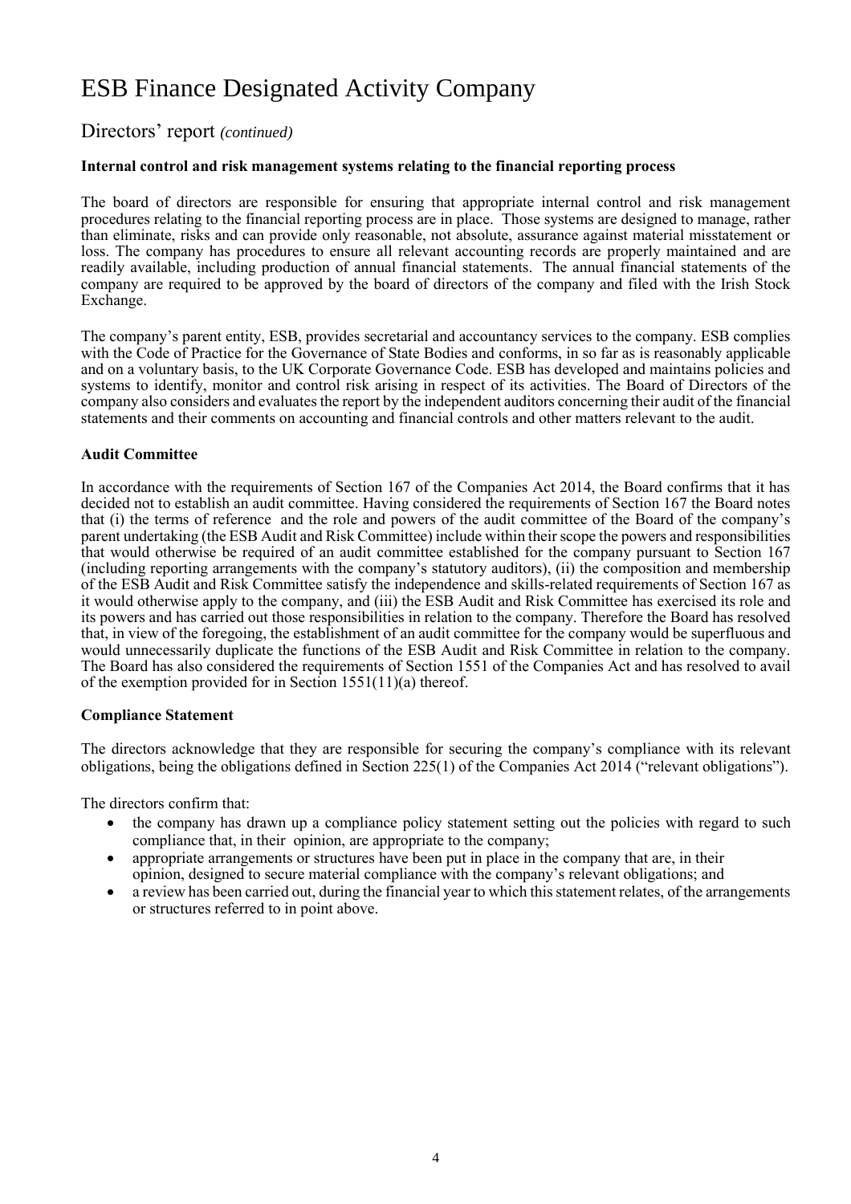# ESB Finance Designated Activity Company

## Directors' report *(continued)*

### Internal control and risk management systems relating to the financial reporting process

The board of directors are responsible for ensuring that appropriate internal control and risk management procedures relating to the financial reporting process are in place. Those systems are designed to manage, rather than eliminate, risks and can provide only reasonable, not absolute, assurance against material misstatement or loss. The company has procedures to ensure all relevant accounting records are properly maintained and are readily available, including production of annual financial statements. The annual financial statements of the company are required to be approved by the board of directors of the company and filed with the Irish Stock Exchange.

The company's parent entity, ESB, provides secretarial and accountancy services to the company. ESB complies with the Code of Practice for the Governance of State Bodies and conforms, in so far as is reasonably applicable and on a voluntary basis, to the UK Corporate Governance Code. ESB has developed and maintains policies and systems to identify, monitor and control risk arising in respect of its activities. The Board of Directors of the company also considers and evaluates the report by the independent auditors concerning their audit of the financial statements and their comments on accounting and financial controls and other matters relevant to the audit.

### Audit Committee

In accordance with the requirements of Section 167 of the Companies Act 2014, the Board confirms that it has decided not to establish an audit committee. Having considered the requirements of Section 167 the Board notes that (i) the terms of reference and the role and powers of the audit committee of the Board of the company's parent undertaking (the ESB Audit and Risk Committee) include within their scope the powers and responsibilities that would otherwise be required of an audit committee established for the company pursuant to Section 167 (including reporting arrangements with the company's statutory auditors), (ii) the composition and membership of the ESB Audit and Risk Committee satisfy the independence and skills-related requirements of Section 167 as it would otherwise apply to the company, and (iii) the ESB Audit and Risk Committee has exercised its role and its powers and has carried out those responsibilities in relation to the company. Therefore the Board has resolved that, in view of the foregoing, the establishment of an audit committee for the company would be superfluous and would unnecessarily duplicate the functions of the ESB Audit and Risk Committee in relation to the company. The Board has also considered the requirements of Section 1551 of the Companies Act and has resolved to avail of the exemption provided for in Section 1551(11)(a) thereof.

### Compliance Statement

The directors acknowledge that they are responsible for securing the company's compliance with its relevant obligations, being the obligations defined in Section 225(1) of the Companies Act 2014 ("relevant obligations").

The directors confirm that:

- the company has drawn up a compliance policy statement setting out the policies with regard to such compliance that, in their opinion, are appropriate to the company;
- appropriate arrangements or structures have been put in place in the company that are, in their opinion, designed to secure material compliance with the company's relevant obligations; and
- a review has been carried out, during the financial year to which this statement relates, of the arrangements or structures referred to in point above.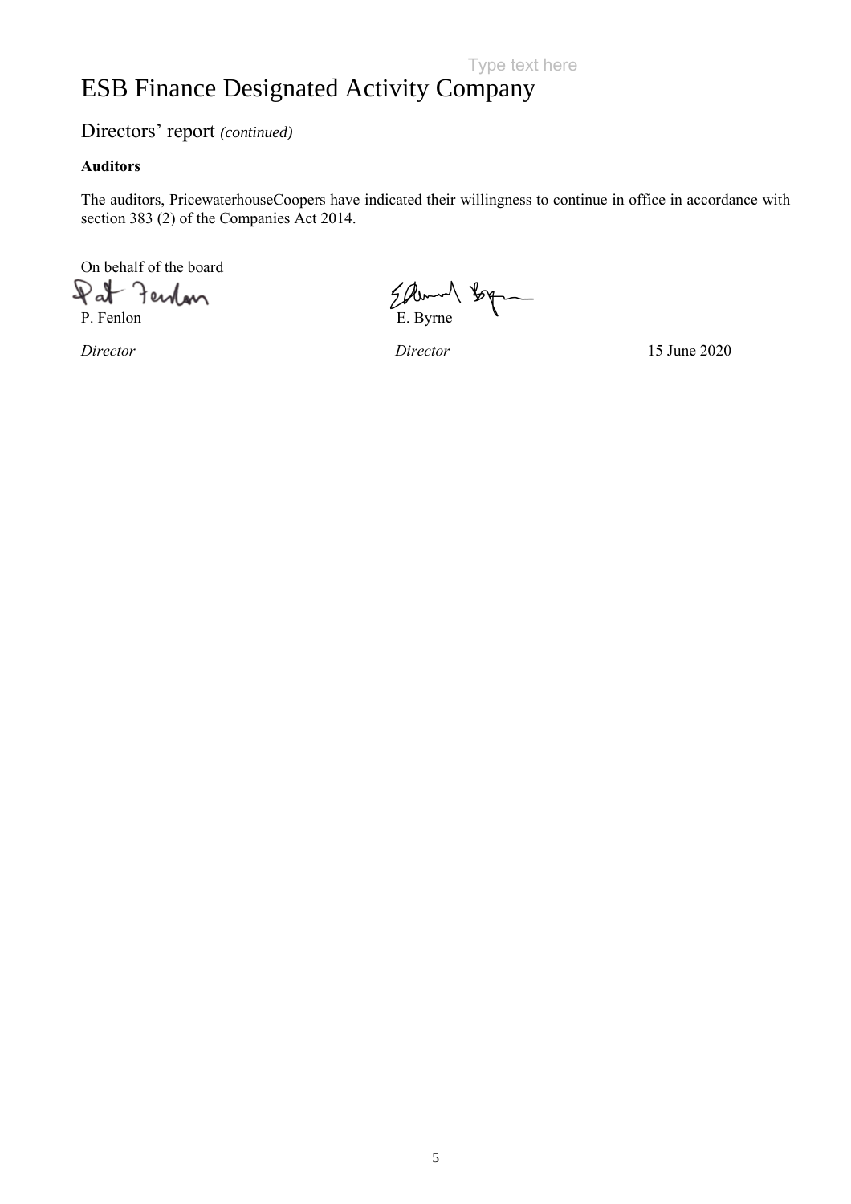# ESB Finance Designated Activity Company

## Directors' report *(continued)*

**Auditors**

The auditors, PricewaterhouseCoopers have indicated their willingness to continue in office in accordance with section 383 (2) of the Companies Act 2014.

On behalf of the board

P. Fenlon — *Director*

E. Byrne — *Director*

15 June 2020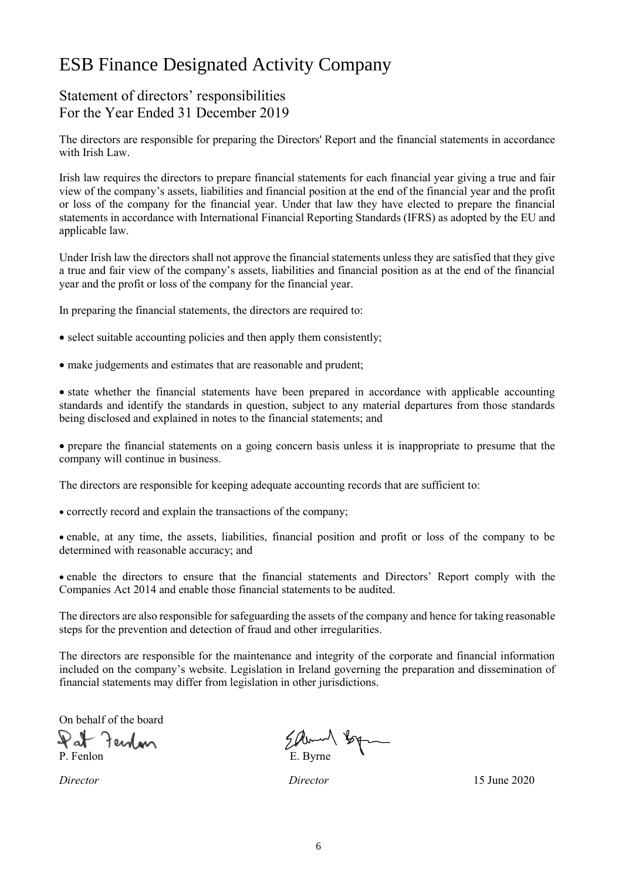# ESB Finance Designated Activity Company

## Statement of directors' responsibilities
## For the Year Ended 31 December 2019

The directors are responsible for preparing the Directors' Report and the financial statements in accordance with Irish Law.

Irish law requires the directors to prepare financial statements for each financial year giving a true and fair view of the company's assets, liabilities and financial position at the end of the financial year and the profit or loss of the company for the financial year. Under that law they have elected to prepare the financial statements in accordance with International Financial Reporting Standards (IFRS) as adopted by the EU and applicable law.

Under Irish law the directors shall not approve the financial statements unless they are satisfied that they give a true and fair view of the company's assets, liabilities and financial position as at the end of the financial year and the profit or loss of the company for the financial year.

In preparing the financial statements, the directors are required to:

- select suitable accounting policies and then apply them consistently;
- make judgements and estimates that are reasonable and prudent;
- state whether the financial statements have been prepared in accordance with applicable accounting standards and identify the standards in question, subject to any material departures from those standards being disclosed and explained in notes to the financial statements; and
- prepare the financial statements on a going concern basis unless it is inappropriate to presume that the company will continue in business.

The directors are responsible for keeping adequate accounting records that are sufficient to:

- correctly record and explain the transactions of the company;
- enable, at any time, the assets, liabilities, financial position and profit or loss of the company to be determined with reasonable accuracy; and
- enable the directors to ensure that the financial statements and Directors' Report comply with the Companies Act 2014 and enable those financial statements to be audited.

The directors are also responsible for safeguarding the assets of the company and hence for taking reasonable steps for the prevention and detection of fraud and other irregularities.

The directors are responsible for the maintenance and integrity of the corporate and financial information included on the company's website. Legislation in Ireland governing the preparation and dissemination of financial statements may differ from legislation in other jurisdictions.

On behalf of the board

P. Fenlon  
*Director*

E. Byrne  
*Director*

15 June 2020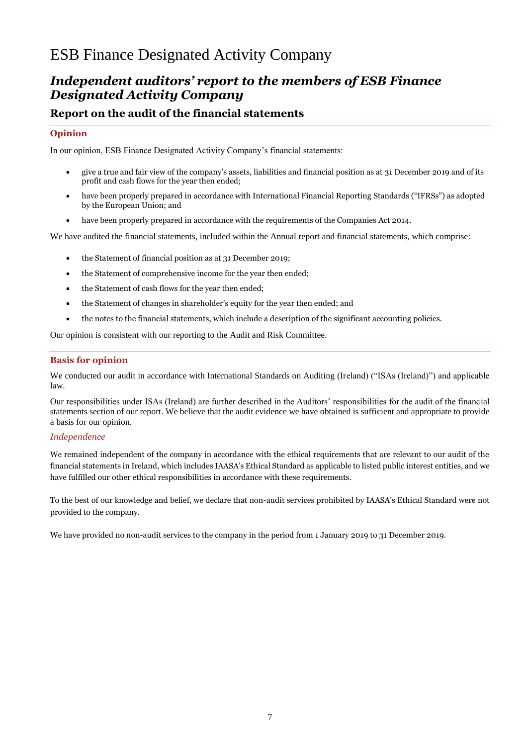# ESB Finance Designated Activity Company

## *Independent auditors' report to the members of ESB Finance Designated Activity Company*

### Report on the audit of the financial statements

#### Opinion

In our opinion, ESB Finance Designated Activity Company's financial statements:

- give a true and fair view of the company's assets, liabilities and financial position as at 31 December 2019 and of its profit and cash flows for the year then ended;
- have been properly prepared in accordance with International Financial Reporting Standards ("IFRSs") as adopted by the European Union; and
- have been properly prepared in accordance with the requirements of the Companies Act 2014.

We have audited the financial statements, included within the Annual report and financial statements, which comprise:

- the Statement of financial position as at 31 December 2019;
- the Statement of comprehensive income for the year then ended;
- the Statement of cash flows for the year then ended;
- the Statement of changes in shareholder's equity for the year then ended; and
- the notes to the financial statements, which include a description of the significant accounting policies.

Our opinion is consistent with our reporting to the Audit and Risk Committee.

#### Basis for opinion

We conducted our audit in accordance with International Standards on Auditing (Ireland) ("ISAs (Ireland)") and applicable law.

Our responsibilities under ISAs (Ireland) are further described in the Auditors' responsibilities for the audit of the financial statements section of our report. We believe that the audit evidence we have obtained is sufficient and appropriate to provide a basis for our opinion.

*Independence*

We remained independent of the company in accordance with the ethical requirements that are relevant to our audit of the financial statements in Ireland, which includes IAASA's Ethical Standard as applicable to listed public interest entities, and we have fulfilled our other ethical responsibilities in accordance with these requirements.

To the best of our knowledge and belief, we declare that non-audit services prohibited by IAASA's Ethical Standard were not provided to the company.

We have provided no non-audit services to the company in the period from 1 January 2019 to 31 December 2019.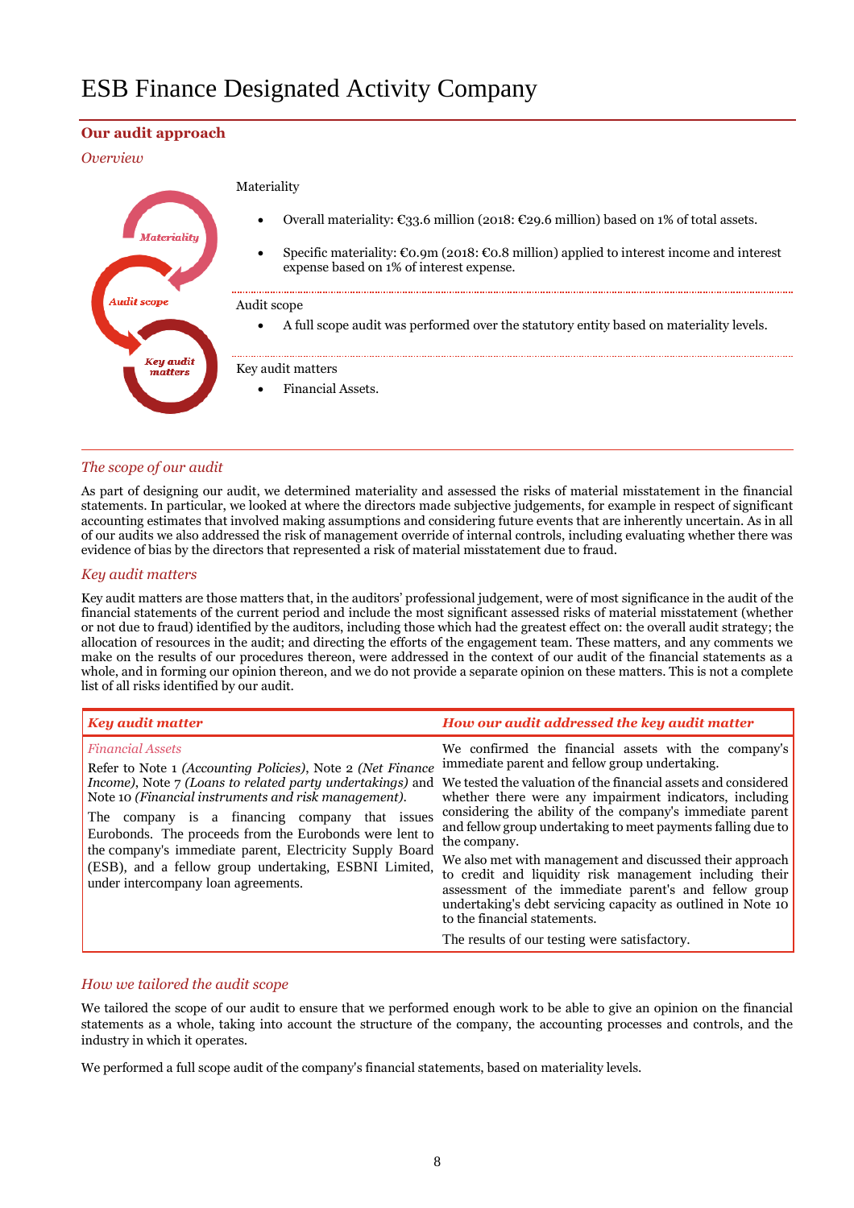# ESB Finance Designated Activity Company

## Our audit approach

*Overview*

Materiality

- Overall materiality: €33.6 million (2018: €29.6 million) based on 1% of total assets.
- Specific materiality: €0.9m (2018: €0.8 million) applied to interest income and interest expense based on 1% of interest expense.

Audit scope

- A full scope audit was performed over the statutory entity based on materiality levels.

Key audit matters

- Financial Assets.

*The scope of our audit*

As part of designing our audit, we determined materiality and assessed the risks of material misstatement in the financial statements. In particular, we looked at where the directors made subjective judgements, for example in respect of significant accounting estimates that involved making assumptions and considering future events that are inherently uncertain. As in all of our audits we also addressed the risk of management override of internal controls, including evaluating whether there was evidence of bias by the directors that represented a risk of material misstatement due to fraud.

*Key audit matters*

Key audit matters are those matters that, in the auditors' professional judgement, were of most significance in the audit of the financial statements of the current period and include the most significant assessed risks of material misstatement (whether or not due to fraud) identified by the auditors, including those which had the greatest effect on: the overall audit strategy; the allocation of resources in the audit; and directing the efforts of the engagement team. These matters, and any comments we make on the results of our procedures thereon, were addressed in the context of our audit of the financial statements as a whole, and in forming our opinion thereon, and we do not provide a separate opinion on these matters. This is not a complete list of all risks identified by our audit.

| *Key audit matter* | *How our audit addressed the key audit matter* |
|---|---|
| *Financial Assets*<br><br>Refer to Note 1 *(Accounting Policies)*, Note 2 *(Net Finance Income)*, Note 7 *(Loans to related party undertakings)* and Note 10 *(Financial instruments and risk management).*<br><br>The company is a financing company that issues Eurobonds. The proceeds from the Eurobonds were lent to the company's immediate parent, Electricity Supply Board (ESB), and a fellow group undertaking, ESBNI Limited, under intercompany loan agreements. | We confirmed the financial assets with the company's immediate parent and fellow group undertaking.<br><br>We tested the valuation of the financial assets and considered whether there were any impairment indicators, including considering the ability of the company's immediate parent and fellow group undertaking to meet payments falling due to the company.<br><br>We also met with management and discussed their approach to credit and liquidity risk management including their assessment of the immediate parent's and fellow group undertaking's debt servicing capacity as outlined in Note 10 to the financial statements.<br><br>The results of our testing were satisfactory. |

*How we tailored the audit scope*

We tailored the scope of our audit to ensure that we performed enough work to be able to give an opinion on the financial statements as a whole, taking into account the structure of the company, the accounting processes and controls, and the industry in which it operates.

We performed a full scope audit of the company's financial statements, based on materiality levels.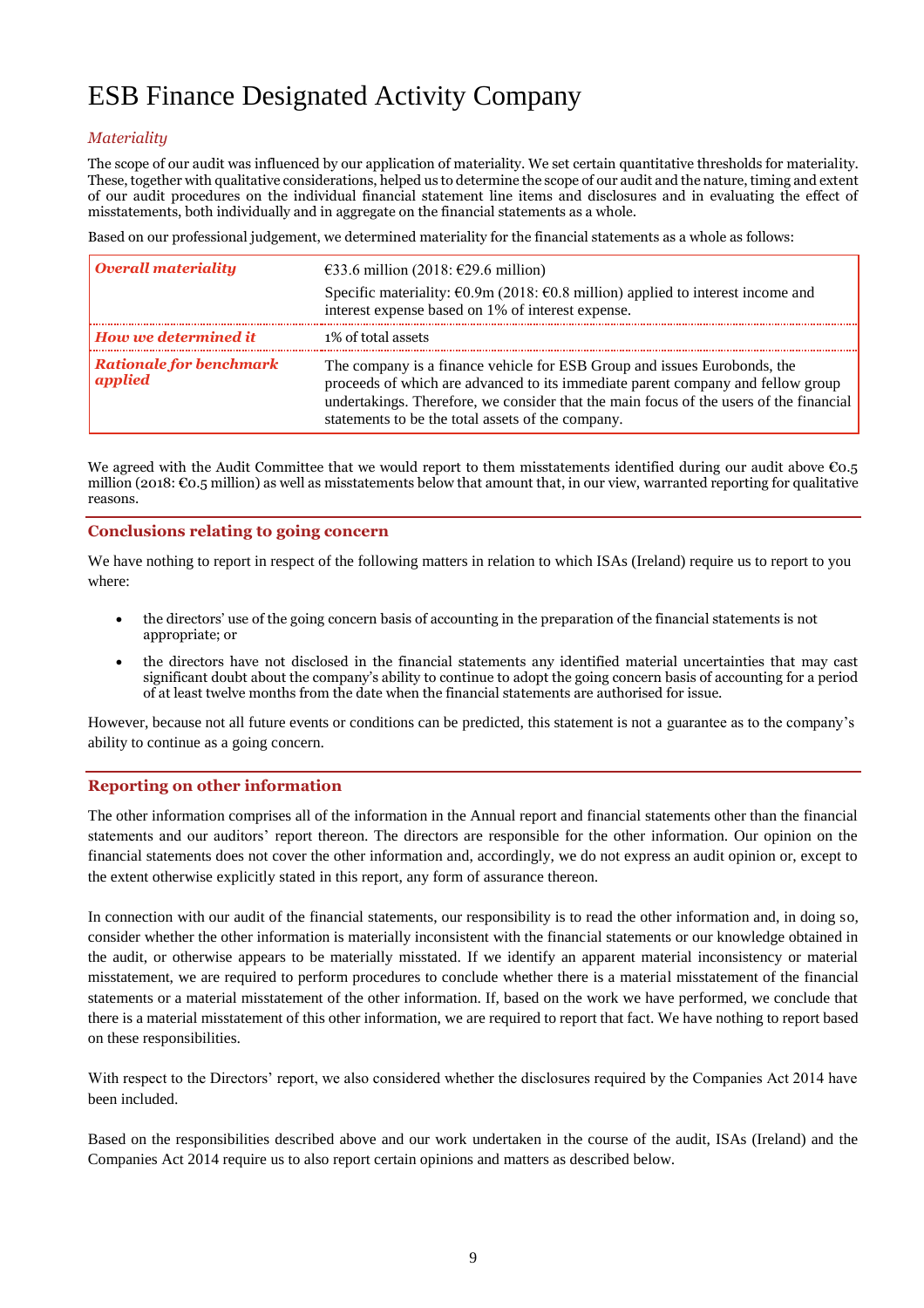# ESB Finance Designated Activity Company

*Materiality*

The scope of our audit was influenced by our application of materiality. We set certain quantitative thresholds for materiality. These, together with qualitative considerations, helped us to determine the scope of our audit and the nature, timing and extent of our audit procedures on the individual financial statement line items and disclosures and in evaluating the effect of misstatements, both individually and in aggregate on the financial statements as a whole.

Based on our professional judgement, we determined materiality for the financial statements as a whole as follows:

| | |
|---|---|
| ***Overall materiality*** | €33.6 million (2018: €29.6 million)<br>Specific materiality: €0.9m (2018: €0.8 million) applied to interest income and interest expense based on 1% of interest expense. |
| ***How we determined it*** | 1% of total assets |
| ***Rationale for benchmark applied*** | The company is a finance vehicle for ESB Group and issues Eurobonds, the proceeds of which are advanced to its immediate parent company and fellow group undertakings. Therefore, we consider that the main focus of the users of the financial statements to be the total assets of the company. |

We agreed with the Audit Committee that we would report to them misstatements identified during our audit above €0.5 million (2018: €0.5 million) as well as misstatements below that amount that, in our view, warranted reporting for qualitative reasons.

## Conclusions relating to going concern

We have nothing to report in respect of the following matters in relation to which ISAs (Ireland) require us to report to you where:

- the directors' use of the going concern basis of accounting in the preparation of the financial statements is not appropriate; or
- the directors have not disclosed in the financial statements any identified material uncertainties that may cast significant doubt about the company's ability to continue to adopt the going concern basis of accounting for a period of at least twelve months from the date when the financial statements are authorised for issue.

However, because not all future events or conditions can be predicted, this statement is not a guarantee as to the company's ability to continue as a going concern.

## Reporting on other information

The other information comprises all of the information in the Annual report and financial statements other than the financial statements and our auditors' report thereon. The directors are responsible for the other information. Our opinion on the financial statements does not cover the other information and, accordingly, we do not express an audit opinion or, except to the extent otherwise explicitly stated in this report, any form of assurance thereon.

In connection with our audit of the financial statements, our responsibility is to read the other information and, in doing so, consider whether the other information is materially inconsistent with the financial statements or our knowledge obtained in the audit, or otherwise appears to be materially misstated. If we identify an apparent material inconsistency or material misstatement, we are required to perform procedures to conclude whether there is a material misstatement of the financial statements or a material misstatement of the other information. If, based on the work we have performed, we conclude that there is a material misstatement of this other information, we are required to report that fact. We have nothing to report based on these responsibilities.

With respect to the Directors' report, we also considered whether the disclosures required by the Companies Act 2014 have been included.

Based on the responsibilities described above and our work undertaken in the course of the audit, ISAs (Ireland) and the Companies Act 2014 require us to also report certain opinions and matters as described below.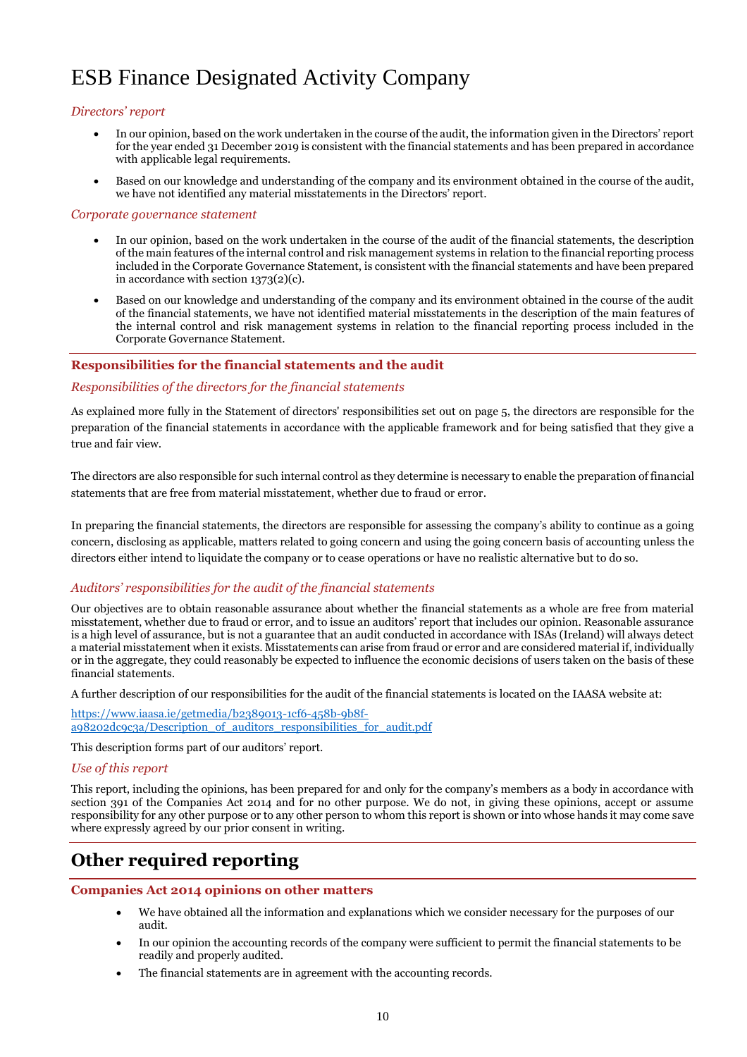# ESB Finance Designated Activity Company

*Directors' report*

- In our opinion, based on the work undertaken in the course of the audit, the information given in the Directors' report for the year ended 31 December 2019 is consistent with the financial statements and has been prepared in accordance with applicable legal requirements.
- Based on our knowledge and understanding of the company and its environment obtained in the course of the audit, we have not identified any material misstatements in the Directors' report.

*Corporate governance statement*

- In our opinion, based on the work undertaken in the course of the audit of the financial statements, the description of the main features of the internal control and risk management systems in relation to the financial reporting process included in the Corporate Governance Statement, is consistent with the financial statements and have been prepared in accordance with section 1373(2)(c).
- Based on our knowledge and understanding of the company and its environment obtained in the course of the audit of the financial statements, we have not identified material misstatements in the description of the main features of the internal control and risk management systems in relation to the financial reporting process included in the Corporate Governance Statement.

### Responsibilities for the financial statements and the audit

*Responsibilities of the directors for the financial statements*

As explained more fully in the Statement of directors' responsibilities set out on page 5, the directors are responsible for the preparation of the financial statements in accordance with the applicable framework and for being satisfied that they give a true and fair view.

The directors are also responsible for such internal control as they determine is necessary to enable the preparation of financial statements that are free from material misstatement, whether due to fraud or error.

In preparing the financial statements, the directors are responsible for assessing the company's ability to continue as a going concern, disclosing as applicable, matters related to going concern and using the going concern basis of accounting unless the directors either intend to liquidate the company or to cease operations or have no realistic alternative but to do so.

*Auditors' responsibilities for the audit of the financial statements*

Our objectives are to obtain reasonable assurance about whether the financial statements as a whole are free from material misstatement, whether due to fraud or error, and to issue an auditors' report that includes our opinion. Reasonable assurance is a high level of assurance, but is not a guarantee that an audit conducted in accordance with ISAs (Ireland) will always detect a material misstatement when it exists. Misstatements can arise from fraud or error and are considered material if, individually or in the aggregate, they could reasonably be expected to influence the economic decisions of users taken on the basis of these financial statements.

A further description of our responsibilities for the audit of the financial statements is located on the IAASA website at:

https://www.iaasa.ie/getmedia/b2389013-1cf6-458b-9b8f-a98202dc9c3a/Description_of_auditors_responsibilities_for_audit.pdf

This description forms part of our auditors' report.

*Use of this report*

This report, including the opinions, has been prepared for and only for the company's members as a body in accordance with section 391 of the Companies Act 2014 and for no other purpose. We do not, in giving these opinions, accept or assume responsibility for any other purpose or to any other person to whom this report is shown or into whose hands it may come save where expressly agreed by our prior consent in writing.

## Other required reporting

### Companies Act 2014 opinions on other matters

- We have obtained all the information and explanations which we consider necessary for the purposes of our audit.
- In our opinion the accounting records of the company were sufficient to permit the financial statements to be readily and properly audited.
- The financial statements are in agreement with the accounting records.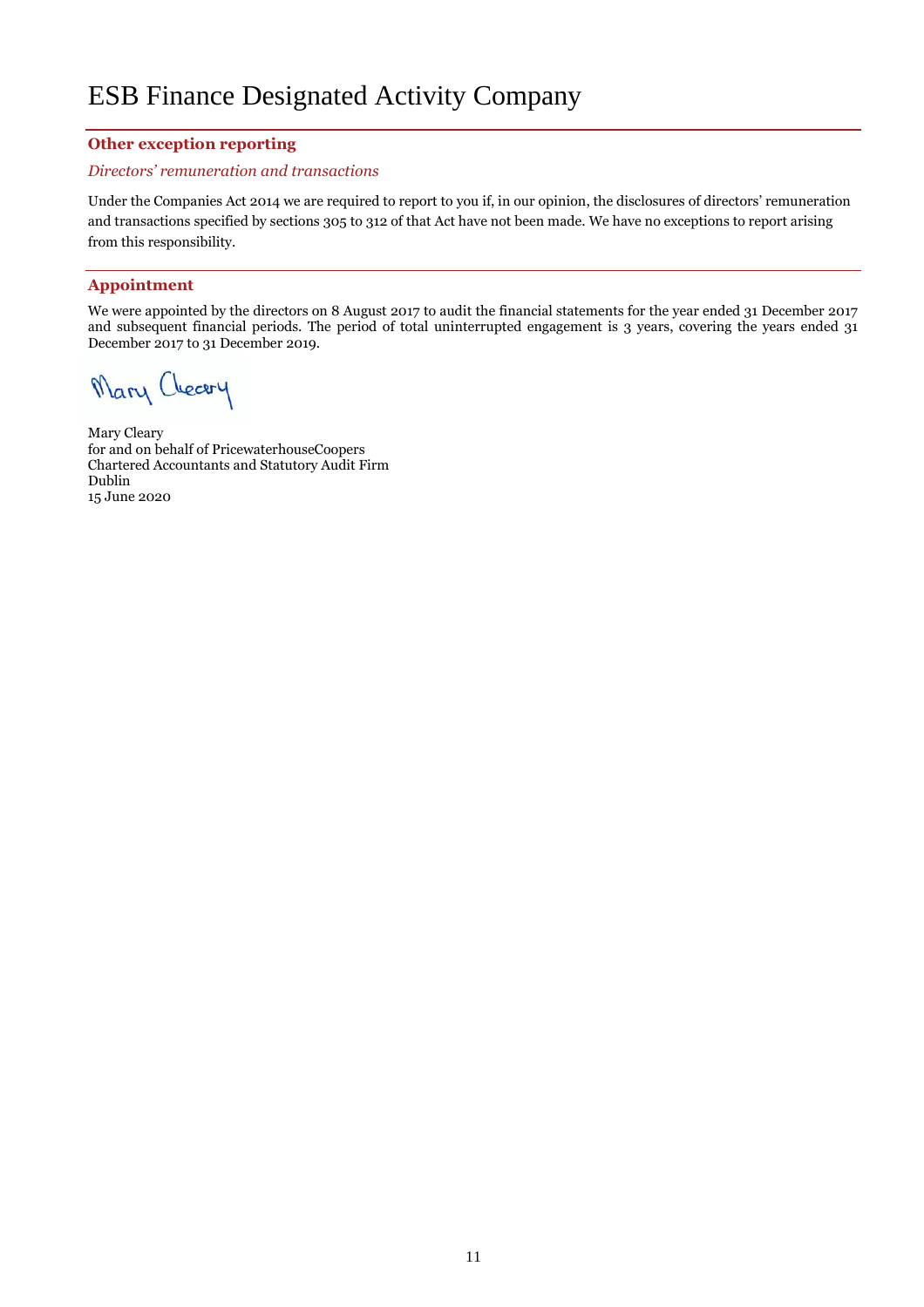## Other exception reporting

*Directors' remuneration and transactions*

Under the Companies Act 2014 we are required to report to you if, in our opinion, the disclosures of directors' remuneration and transactions specified by sections 305 to 312 of that Act have not been made. We have no exceptions to report arising from this responsibility.

## Appointment

We were appointed by the directors on 8 August 2017 to audit the financial statements for the year ended 31 December 2017 and subsequent financial periods. The period of total uninterrupted engagement is 3 years, covering the years ended 31 December 2017 to 31 December 2019.

Mary Cleary

Mary Cleary
for and on behalf of PricewaterhouseCoopers
Chartered Accountants and Statutory Audit Firm
Dublin
15 June 2020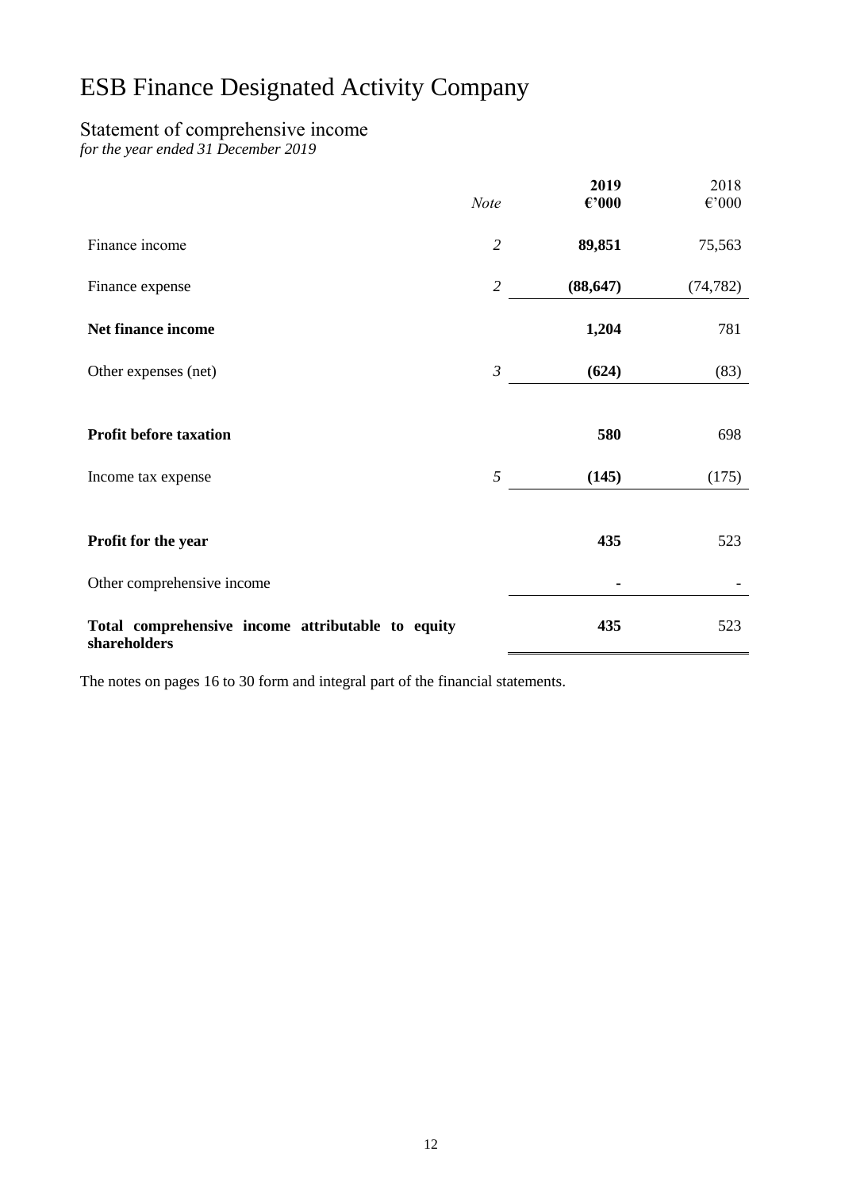# ESB Finance Designated Activity Company

## Statement of comprehensive income

*for the year ended 31 December 2019*

| | *Note* | **2019 €'000** | 2018 €'000 |
|---|---|---|---|
| Finance income | *2* | **89,851** | 75,563 |
| Finance expense | *2* | **(88,647)** | (74,782) |
| **Net finance income** | | **1,204** | 781 |
| Other expenses (net) | *3* | **(624)** | (83) |
| **Profit before taxation** | | **580** | 698 |
| Income tax expense | *5* | **(145)** | (175) |
| **Profit for the year** | | **435** | 523 |
| Other comprehensive income | | **-** | - |
| **Total comprehensive income attributable to equity shareholders** | | **435** | 523 |

The notes on pages 16 to 30 form and integral part of the financial statements.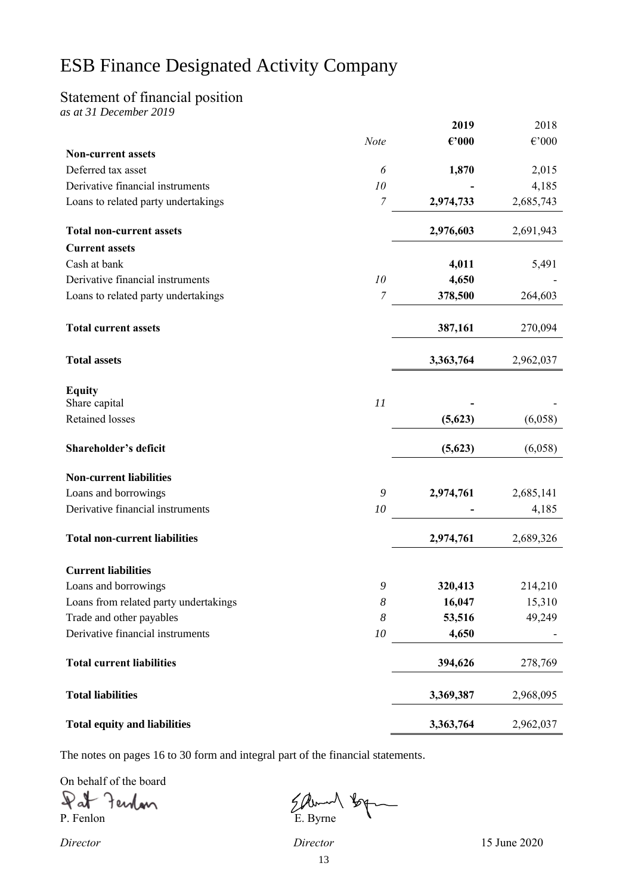# ESB Finance Designated Activity Company

## Statement of financial position

*as at 31 December 2019*

| | *Note* | **2019** **€'000** | 2018 €'000 |
|---|---|---|---|
| **Non-current assets** | | | |
| Deferred tax asset | *6* | **1,870** | 2,015 |
| Derivative financial instruments | *10* | **-** | 4,185 |
| Loans to related party undertakings | *7* | **2,974,733** | 2,685,743 |
| **Total non-current assets** | | **2,976,603** | 2,691,943 |
| **Current assets** | | | |
| Cash at bank | | **4,011** | 5,491 |
| Derivative financial instruments | *10* | **4,650** | - |
| Loans to related party undertakings | *7* | **378,500** | 264,603 |
| **Total current assets** | | **387,161** | 270,094 |
| **Total assets** | | **3,363,764** | 2,962,037 |
| **Equity** | | | |
| Share capital | *11* | **-** | - |
| Retained losses | | **(5,623)** | (6,058) |
| **Shareholder's deficit** | | **(5,623)** | (6,058) |
| **Non-current liabilities** | | | |
| Loans and borrowings | *9* | **2,974,761** | 2,685,141 |
| Derivative financial instruments | *10* | **-** | 4,185 |
| **Total non-current liabilities** | | **2,974,761** | 2,689,326 |
| **Current liabilities** | | | |
| Loans and borrowings | *9* | **320,413** | 214,210 |
| Loans from related party undertakings | *8* | **16,047** | 15,310 |
| Trade and other payables | *8* | **53,516** | 49,249 |
| Derivative financial instruments | *10* | **4,650** | - |
| **Total current liabilities** | | **394,626** | 278,769 |
| **Total liabilities** | | **3,369,387** | 2,968,095 |
| **Total equity and liabilities** | | **3,363,764** | 2,962,037 |

The notes on pages 16 to 30 form and integral part of the financial statements.

On behalf of the board

P. Fenlon E. Byrne

*Director* *Director* 15 June 2020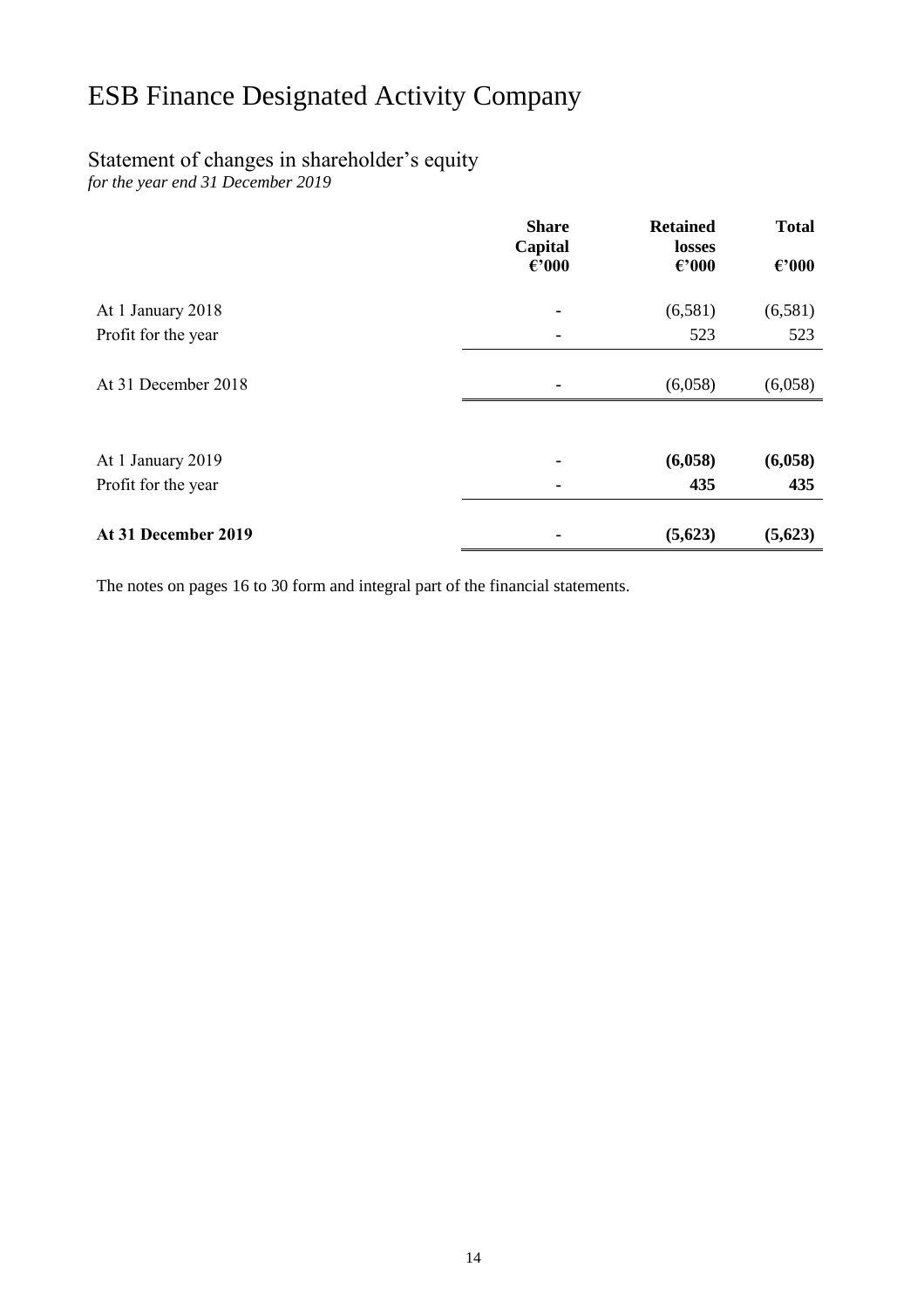# ESB Finance Designated Activity Company

## Statement of changes in shareholder's equity

*for the year end 31 December 2019*

| | Share Capital €'000 | Retained losses €'000 | Total €'000 |
|---|---|---|---|
| At 1 January 2018 | - | (6,581) | (6,581) |
| Profit for the year | - | 523 | 523 |
| At 31 December 2018 | - | (6,058) | (6,058) |
| | | | |
| At 1 January 2019 | **-** | **(6,058)** | **(6,058)** |
| Profit for the year | **-** | **435** | **435** |
| **At 31 December 2019** | **-** | **(5,623)** | **(5,623)** |

The notes on pages 16 to 30 form and integral part of the financial statements.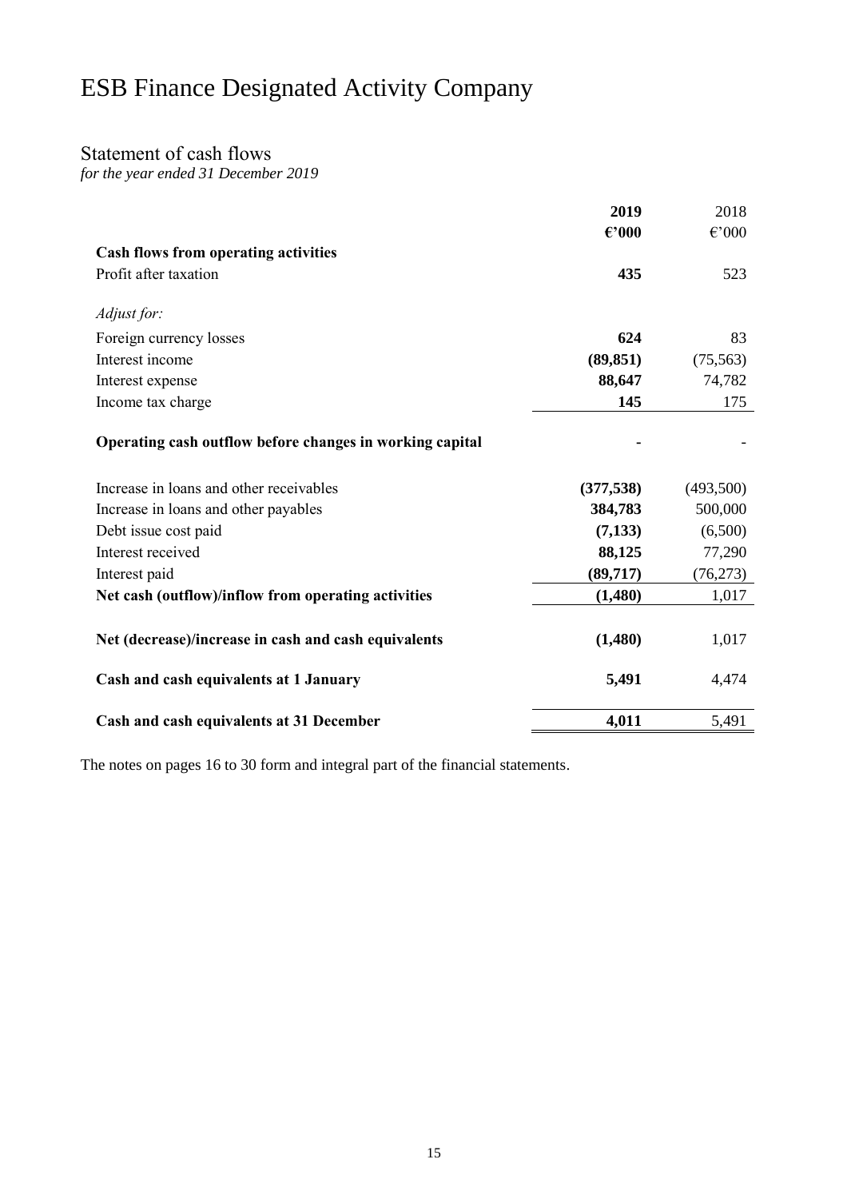# ESB Finance Designated Activity Company

## Statement of cash flows

*for the year ended 31 December 2019*

| | **2019** | 2018 |
|---|---|---|
| | **€'000** | €'000 |
| **Cash flows from operating activities** | | |
| Profit after taxation | **435** | 523 |
| *Adjust for:* | | |
| Foreign currency losses | **624** | 83 |
| Interest income | **(89,851)** | (75,563) |
| Interest expense | **88,647** | 74,782 |
| Income tax charge | **145** | 175 |
| **Operating cash outflow before changes in working capital** | **-** | - |
| Increase in loans and other receivables | **(377,538)** | (493,500) |
| Increase in loans and other payables | **384,783** | 500,000 |
| Debt issue cost paid | **(7,133)** | (6,500) |
| Interest received | **88,125** | 77,290 |
| Interest paid | **(89,717)** | (76,273) |
| **Net cash (outflow)/inflow from operating activities** | **(1,480)** | 1,017 |
| **Net (decrease)/increase in cash and cash equivalents** | **(1,480)** | 1,017 |
| **Cash and cash equivalents at 1 January** | **5,491** | 4,474 |
| **Cash and cash equivalents at 31 December** | **4,011** | 5,491 |

The notes on pages 16 to 30 form and integral part of the financial statements.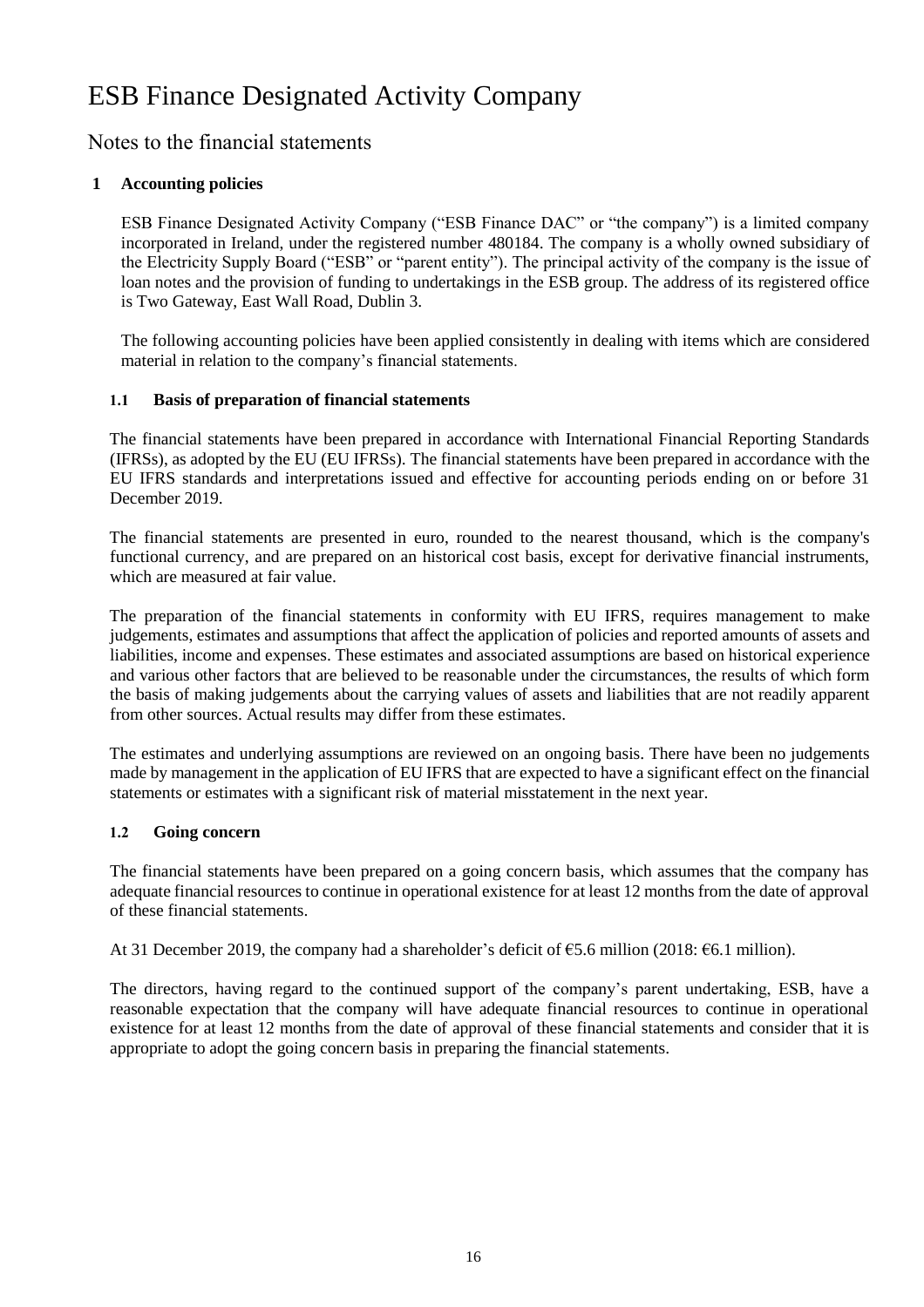# ESB Finance Designated Activity Company

## Notes to the financial statements

### 1 Accounting policies

ESB Finance Designated Activity Company ("ESB Finance DAC" or "the company") is a limited company incorporated in Ireland, under the registered number 480184. The company is a wholly owned subsidiary of the Electricity Supply Board ("ESB" or "parent entity"). The principal activity of the company is the issue of loan notes and the provision of funding to undertakings in the ESB group. The address of its registered office is Two Gateway, East Wall Road, Dublin 3.

The following accounting policies have been applied consistently in dealing with items which are considered material in relation to the company's financial statements.

#### 1.1 Basis of preparation of financial statements

The financial statements have been prepared in accordance with International Financial Reporting Standards (IFRSs), as adopted by the EU (EU IFRSs). The financial statements have been prepared in accordance with the EU IFRS standards and interpretations issued and effective for accounting periods ending on or before 31 December 2019.

The financial statements are presented in euro, rounded to the nearest thousand, which is the company's functional currency, and are prepared on an historical cost basis, except for derivative financial instruments, which are measured at fair value.

The preparation of the financial statements in conformity with EU IFRS, requires management to make judgements, estimates and assumptions that affect the application of policies and reported amounts of assets and liabilities, income and expenses. These estimates and associated assumptions are based on historical experience and various other factors that are believed to be reasonable under the circumstances, the results of which form the basis of making judgements about the carrying values of assets and liabilities that are not readily apparent from other sources. Actual results may differ from these estimates.

The estimates and underlying assumptions are reviewed on an ongoing basis. There have been no judgements made by management in the application of EU IFRS that are expected to have a significant effect on the financial statements or estimates with a significant risk of material misstatement in the next year.

#### 1.2 Going concern

The financial statements have been prepared on a going concern basis, which assumes that the company has adequate financial resources to continue in operational existence for at least 12 months from the date of approval of these financial statements.

At 31 December 2019, the company had a shareholder's deficit of €5.6 million (2018: €6.1 million).

The directors, having regard to the continued support of the company's parent undertaking, ESB, have a reasonable expectation that the company will have adequate financial resources to continue in operational existence for at least 12 months from the date of approval of these financial statements and consider that it is appropriate to adopt the going concern basis in preparing the financial statements.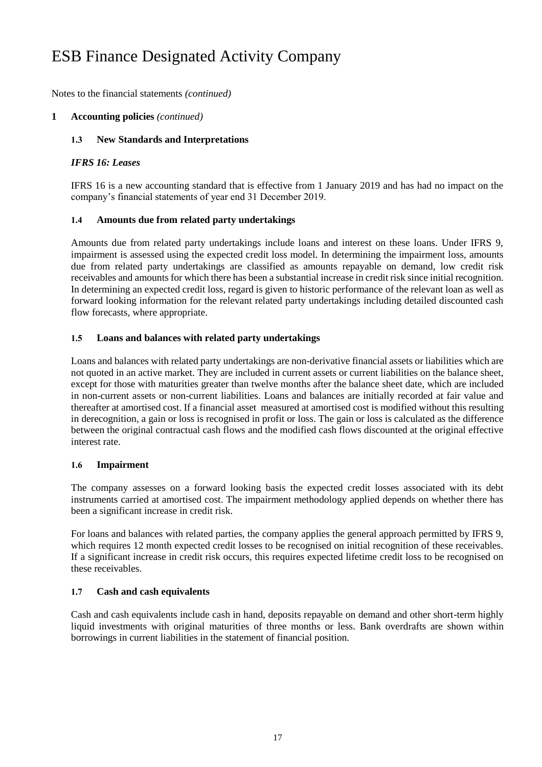# ESB Finance Designated Activity Company

Notes to the financial statements *(continued)*

## 1 Accounting policies *(continued)*

### 1.3 New Standards and Interpretations

***IFRS 16: Leases***

IFRS 16 is a new accounting standard that is effective from 1 January 2019 and has had no impact on the company's financial statements of year end 31 December 2019.

### 1.4 Amounts due from related party undertakings

Amounts due from related party undertakings include loans and interest on these loans. Under IFRS 9, impairment is assessed using the expected credit loss model. In determining the impairment loss, amounts due from related party undertakings are classified as amounts repayable on demand, low credit risk receivables and amounts for which there has been a substantial increase in credit risk since initial recognition. In determining an expected credit loss, regard is given to historic performance of the relevant loan as well as forward looking information for the relevant related party undertakings including detailed discounted cash flow forecasts, where appropriate.

### 1.5 Loans and balances with related party undertakings

Loans and balances with related party undertakings are non-derivative financial assets or liabilities which are not quoted in an active market. They are included in current assets or current liabilities on the balance sheet, except for those with maturities greater than twelve months after the balance sheet date, which are included in non-current assets or non-current liabilities. Loans and balances are initially recorded at fair value and thereafter at amortised cost. If a financial asset measured at amortised cost is modified without this resulting in derecognition, a gain or loss is recognised in profit or loss. The gain or loss is calculated as the difference between the original contractual cash flows and the modified cash flows discounted at the original effective interest rate.

### 1.6 Impairment

The company assesses on a forward looking basis the expected credit losses associated with its debt instruments carried at amortised cost. The impairment methodology applied depends on whether there has been a significant increase in credit risk.

For loans and balances with related parties, the company applies the general approach permitted by IFRS 9, which requires 12 month expected credit losses to be recognised on initial recognition of these receivables. If a significant increase in credit risk occurs, this requires expected lifetime credit loss to be recognised on these receivables.

### 1.7 Cash and cash equivalents

Cash and cash equivalents include cash in hand, deposits repayable on demand and other short-term highly liquid investments with original maturities of three months or less. Bank overdrafts are shown within borrowings in current liabilities in the statement of financial position.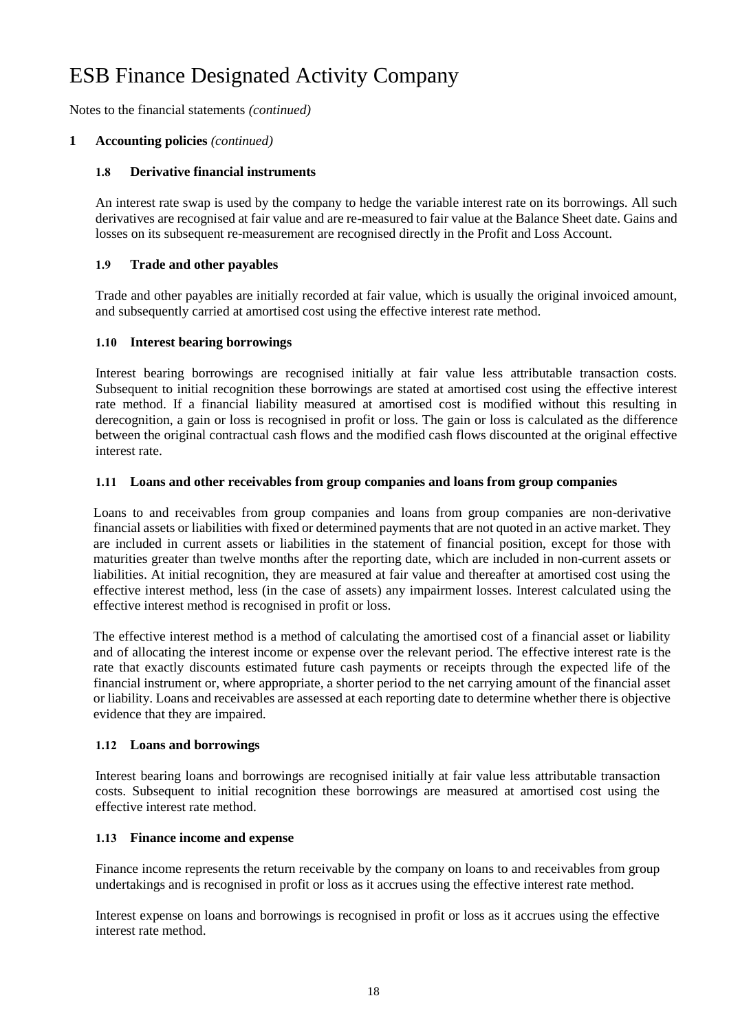# ESB Finance Designated Activity Company

Notes to the financial statements *(continued)*

## 1 Accounting policies *(continued)*

### 1.8 Derivative financial instruments

An interest rate swap is used by the company to hedge the variable interest rate on its borrowings. All such derivatives are recognised at fair value and are re-measured to fair value at the Balance Sheet date. Gains and losses on its subsequent re-measurement are recognised directly in the Profit and Loss Account.

### 1.9 Trade and other payables

Trade and other payables are initially recorded at fair value, which is usually the original invoiced amount, and subsequently carried at amortised cost using the effective interest rate method.

### 1.10 Interest bearing borrowings

Interest bearing borrowings are recognised initially at fair value less attributable transaction costs. Subsequent to initial recognition these borrowings are stated at amortised cost using the effective interest rate method. If a financial liability measured at amortised cost is modified without this resulting in derecognition, a gain or loss is recognised in profit or loss. The gain or loss is calculated as the difference between the original contractual cash flows and the modified cash flows discounted at the original effective interest rate.

### 1.11 Loans and other receivables from group companies and loans from group companies

Loans to and receivables from group companies and loans from group companies are non-derivative financial assets or liabilities with fixed or determined payments that are not quoted in an active market. They are included in current assets or liabilities in the statement of financial position, except for those with maturities greater than twelve months after the reporting date, which are included in non-current assets or liabilities. At initial recognition, they are measured at fair value and thereafter at amortised cost using the effective interest method, less (in the case of assets) any impairment losses. Interest calculated using the effective interest method is recognised in profit or loss.

The effective interest method is a method of calculating the amortised cost of a financial asset or liability and of allocating the interest income or expense over the relevant period. The effective interest rate is the rate that exactly discounts estimated future cash payments or receipts through the expected life of the financial instrument or, where appropriate, a shorter period to the net carrying amount of the financial asset or liability. Loans and receivables are assessed at each reporting date to determine whether there is objective evidence that they are impaired.

### 1.12 Loans and borrowings

Interest bearing loans and borrowings are recognised initially at fair value less attributable transaction costs. Subsequent to initial recognition these borrowings are measured at amortised cost using the effective interest rate method.

### 1.13 Finance income and expense

Finance income represents the return receivable by the company on loans to and receivables from group undertakings and is recognised in profit or loss as it accrues using the effective interest rate method.

Interest expense on loans and borrowings is recognised in profit or loss as it accrues using the effective interest rate method.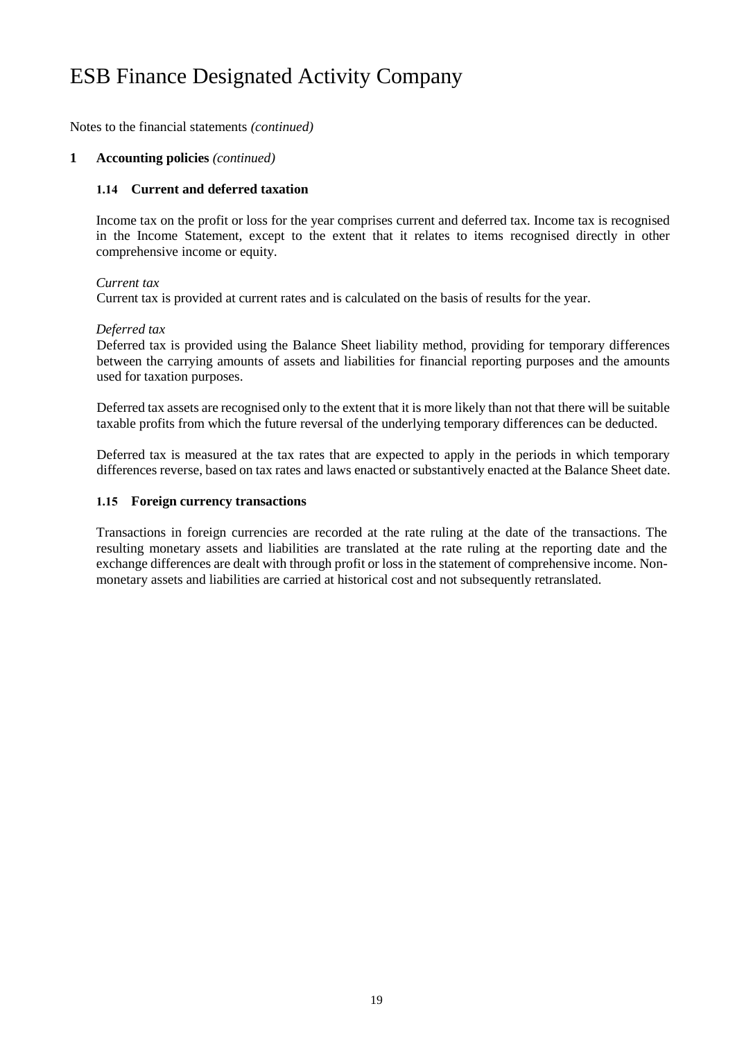# ESB Finance Designated Activity Company

Notes to the financial statements *(continued)*

## 1 Accounting policies *(continued)*

### 1.14 Current and deferred taxation

Income tax on the profit or loss for the year comprises current and deferred tax. Income tax is recognised in the Income Statement, except to the extent that it relates to items recognised directly in other comprehensive income or equity.

*Current tax*

Current tax is provided at current rates and is calculated on the basis of results for the year.

*Deferred tax*

Deferred tax is provided using the Balance Sheet liability method, providing for temporary differences between the carrying amounts of assets and liabilities for financial reporting purposes and the amounts used for taxation purposes.

Deferred tax assets are recognised only to the extent that it is more likely than not that there will be suitable taxable profits from which the future reversal of the underlying temporary differences can be deducted.

Deferred tax is measured at the tax rates that are expected to apply in the periods in which temporary differences reverse, based on tax rates and laws enacted or substantively enacted at the Balance Sheet date.

### 1.15 Foreign currency transactions

Transactions in foreign currencies are recorded at the rate ruling at the date of the transactions. The resulting monetary assets and liabilities are translated at the rate ruling at the reporting date and the exchange differences are dealt with through profit or loss in the statement of comprehensive income. Non-monetary assets and liabilities are carried at historical cost and not subsequently retranslated.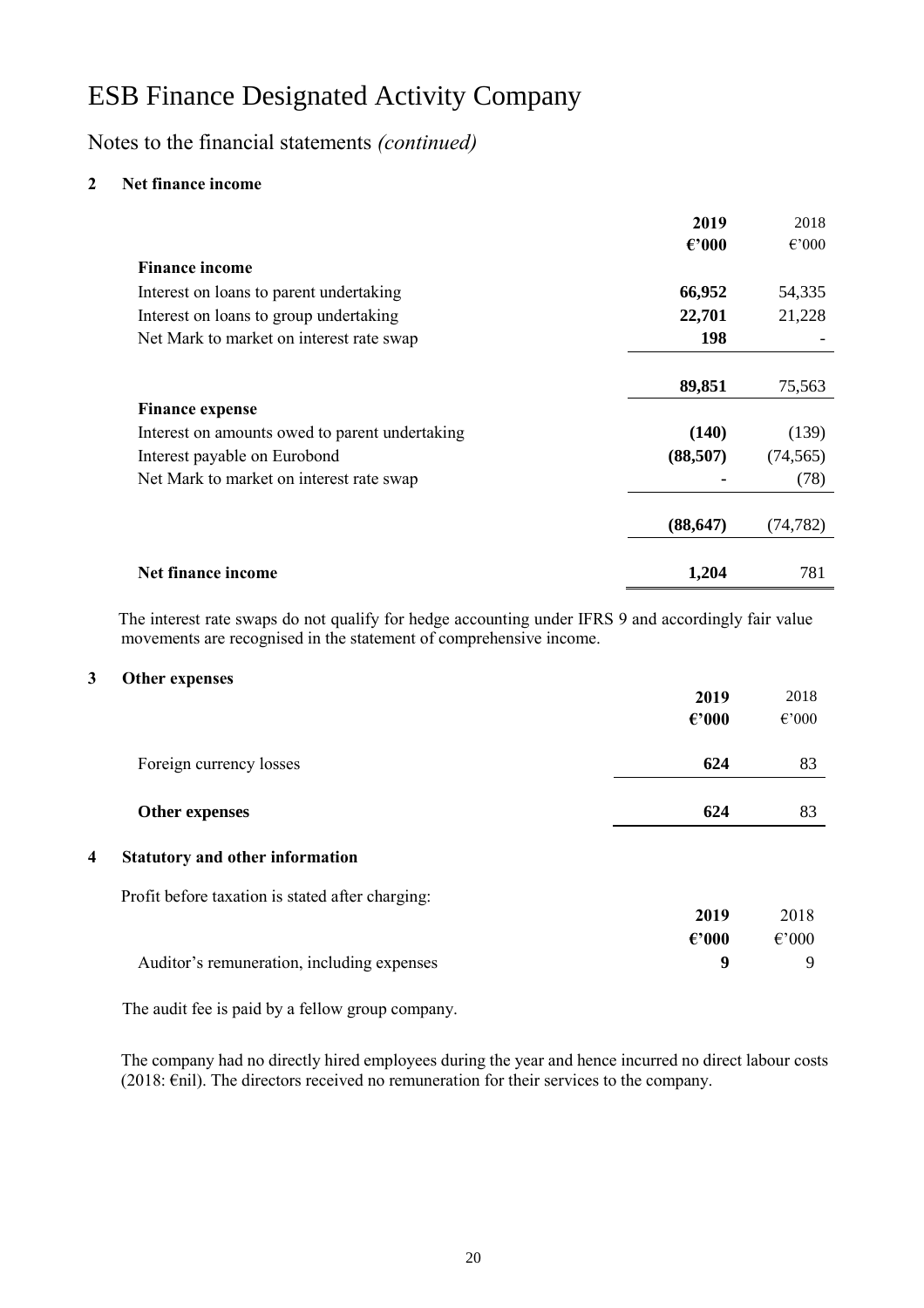# ESB Finance Designated Activity Company

## Notes to the financial statements *(continued)*

### 2 Net finance income

| | 2019 €'000 | 2018 €'000 |
|---|---|---|
| **Finance income** | | |
| Interest on loans to parent undertaking | **66,952** | 54,335 |
| Interest on loans to group undertaking | **22,701** | 21,228 |
| Net Mark to market on interest rate swap | **198** | - |
| | **89,851** | 75,563 |
| **Finance expense** | | |
| Interest on amounts owed to parent undertaking | **(140)** | (139) |
| Interest payable on Eurobond | **(88,507)** | (74,565) |
| Net Mark to market on interest rate swap | **-** | (78) |
| | **(88,647)** | (74,782) |
| **Net finance income** | **1,204** | 781 |

The interest rate swaps do not qualify for hedge accounting under IFRS 9 and accordingly fair value movements are recognised in the statement of comprehensive income.

### 3 Other expenses

| | 2019 €'000 | 2018 €'000 |
|---|---|---|
| Foreign currency losses | **624** | 83 |
| **Other expenses** | **624** | 83 |

### 4 Statutory and other information

Profit before taxation is stated after charging:

| | 2019 €'000 | 2018 €'000 |
|---|---|---|
| Auditor's remuneration, including expenses | **9** | 9 |

The audit fee is paid by a fellow group company.

The company had no directly hired employees during the year and hence incurred no direct labour costs (2018: €nil). The directors received no remuneration for their services to the company.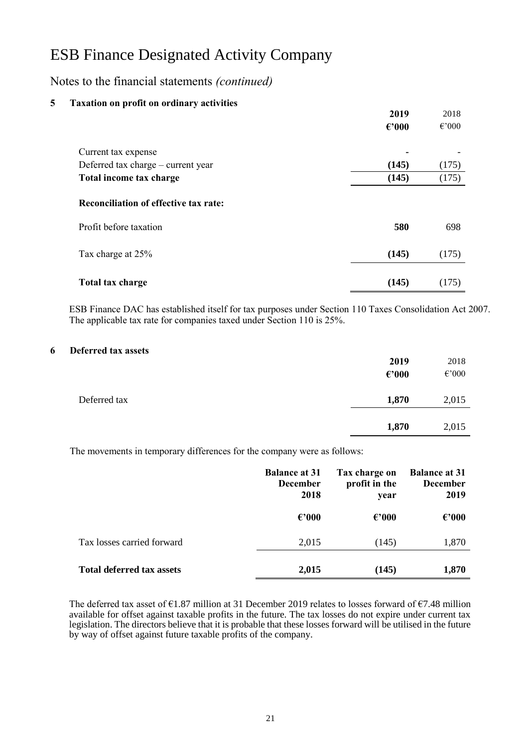# ESB Finance Designated Activity Company

## Notes to the financial statements *(continued)*

### 5 Taxation on profit on ordinary activities

| | **2019** | 2018 |
|---|---|---|
| | **€'000** | €'000 |
| Current tax expense | **-** | - |
| Deferred tax charge – current year | **(145)** | (175) |
| **Total income tax charge** | **(145)** | (175) |
| **Reconciliation of effective tax rate:** | | |
| Profit before taxation | **580** | 698 |
| Tax charge at 25% | **(145)** | (175) |
| **Total tax charge** | **(145)** | (175) |

ESB Finance DAC has established itself for tax purposes under Section 110 Taxes Consolidation Act 2007. The applicable tax rate for companies taxed under Section 110 is 25%.

### 6 Deferred tax assets

| | **2019** | 2018 |
|---|---|---|
| | **€'000** | €'000 |
| Deferred tax | **1,870** | 2,015 |
| | **1,870** | 2,015 |

The movements in temporary differences for the company were as follows:

| | **Balance at 31 December 2018** | **Tax charge on profit in the year** | **Balance at 31 December 2019** |
|---|---|---|---|
| | **€'000** | **€'000** | **€'000** |
| Tax losses carried forward | 2,015 | (145) | 1,870 |
| **Total deferred tax assets** | **2,015** | **(145)** | **1,870** |

The deferred tax asset of €1.87 million at 31 December 2019 relates to losses forward of €7.48 million available for offset against taxable profits in the future. The tax losses do not expire under current tax legislation. The directors believe that it is probable that these losses forward will be utilised in the future by way of offset against future taxable profits of the company.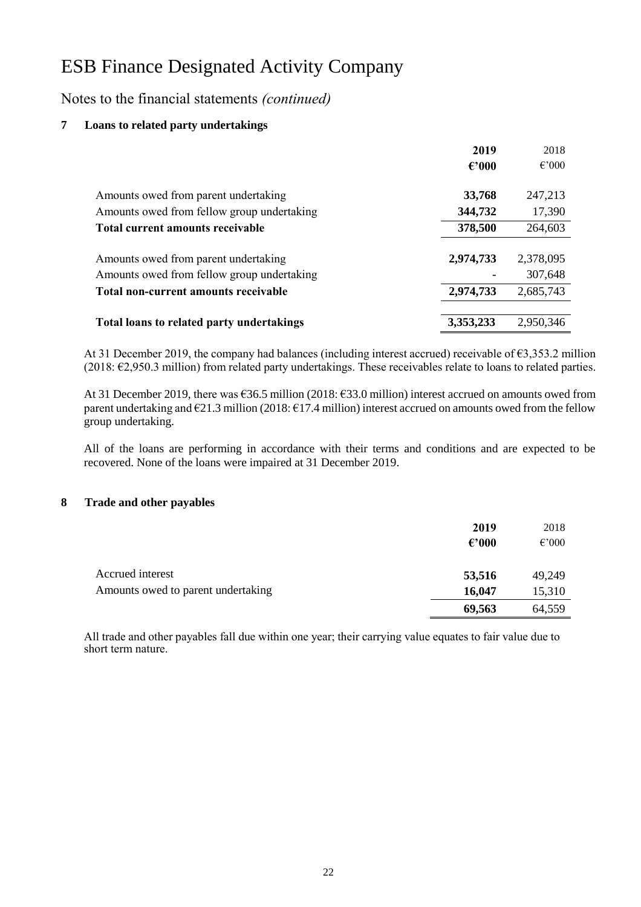# ESB Finance Designated Activity Company

## Notes to the financial statements *(continued)*

### 7 Loans to related party undertakings

| | 2019 | 2018 |
|---|---|---|
| | €'000 | €'000 |
| Amounts owed from parent undertaking | **33,768** | 247,213 |
| Amounts owed from fellow group undertaking | **344,732** | 17,390 |
| **Total current amounts receivable** | **378,500** | 264,603 |
| Amounts owed from parent undertaking | **2,974,733** | 2,378,095 |
| Amounts owed from fellow group undertaking | **-** | 307,648 |
| **Total non-current amounts receivable** | **2,974,733** | 2,685,743 |
| **Total loans to related party undertakings** | **3,353,233** | 2,950,346 |

At 31 December 2019, the company had balances (including interest accrued) receivable of €3,353.2 million (2018: €2,950.3 million) from related party undertakings. These receivables relate to loans to related parties.

At 31 December 2019, there was €36.5 million (2018: €33.0 million) interest accrued on amounts owed from parent undertaking and €21.3 million (2018: €17.4 million) interest accrued on amounts owed from the fellow group undertaking.

All of the loans are performing in accordance with their terms and conditions and are expected to be recovered. None of the loans were impaired at 31 December 2019.

### 8 Trade and other payables

| | 2019 | 2018 |
|---|---|---|
| | €'000 | €'000 |
| Accrued interest | **53,516** | 49,249 |
| Amounts owed to parent undertaking | **16,047** | 15,310 |
| | **69,563** | 64,559 |

All trade and other payables fall due within one year; their carrying value equates to fair value due to short term nature.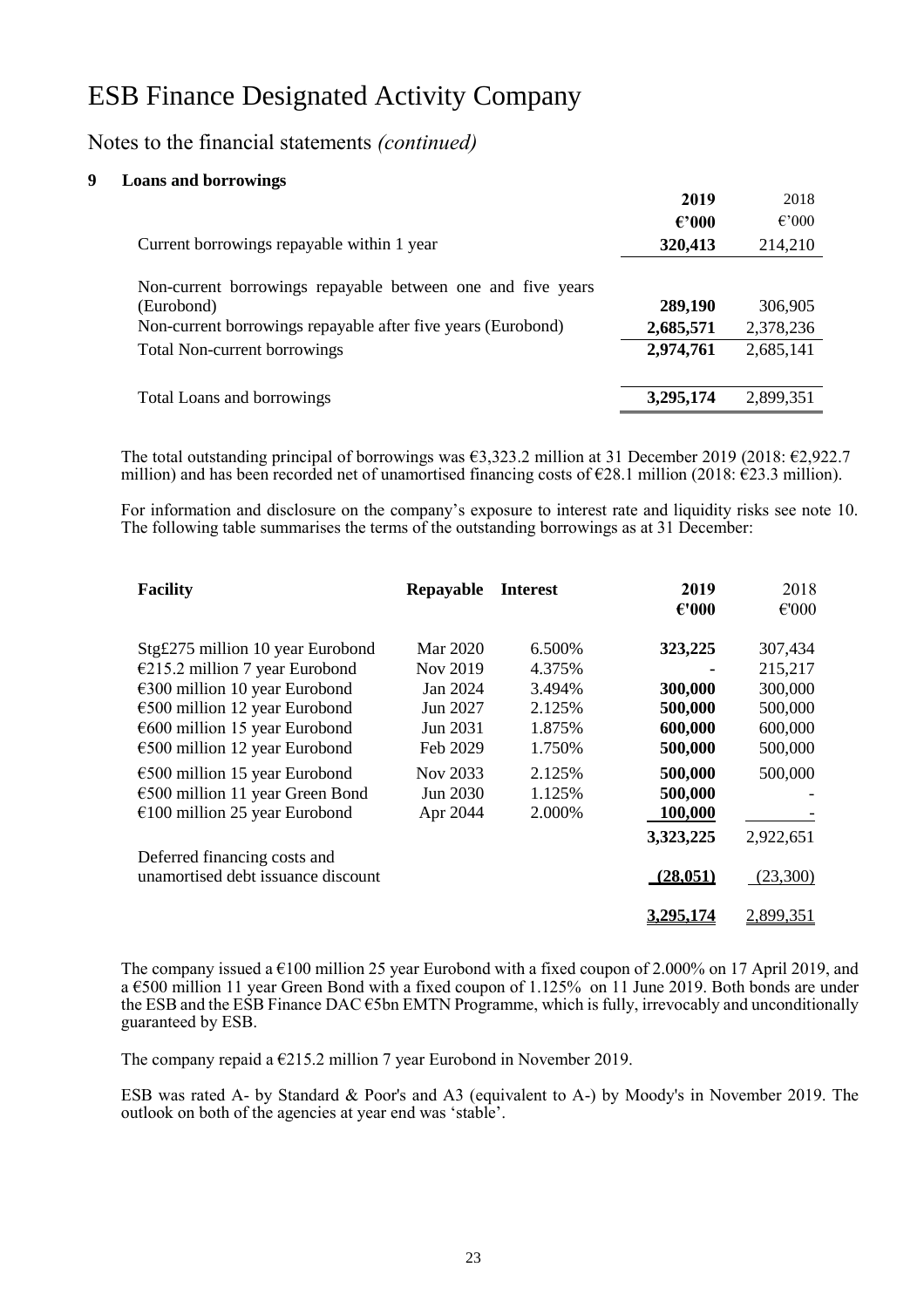# ESB Finance Designated Activity Company

## Notes to the financial statements *(continued)*

### 9 Loans and borrowings

| | **2019** | 2018 |
|---|---|---|
| | **€'000** | €'000 |
| Current borrowings repayable within 1 year | **320,413** | 214,210 |
| Non-current borrowings repayable between one and five years (Eurobond) | **289,190** | 306,905 |
| Non-current borrowings repayable after five years (Eurobond) | **2,685,571** | 2,378,236 |
| Total Non-current borrowings | **2,974,761** | 2,685,141 |
| Total Loans and borrowings | **3,295,174** | 2,899,351 |

The total outstanding principal of borrowings was €3,323.2 million at 31 December 2019 (2018: €2,922.7 million) and has been recorded net of unamortised financing costs of €28.1 million (2018: €23.3 million).

For information and disclosure on the company's exposure to interest rate and liquidity risks see note 10. The following table summarises the terms of the outstanding borrowings as at 31 December:

| **Facility** | **Repayable** | **Interest** | **2019** | 2018 |
|---|---|---|---|---|
| | | | **€'000** | €'000 |
| Stg£275 million 10 year Eurobond | Mar 2020 | 6.500% | **323,225** | 307,434 |
| €215.2 million 7 year Eurobond | Nov 2019 | 4.375% | **-** | 215,217 |
| €300 million 10 year Eurobond | Jan 2024 | 3.494% | **300,000** | 300,000 |
| €500 million 12 year Eurobond | Jun 2027 | 2.125% | **500,000** | 500,000 |
| €600 million 15 year Eurobond | Jun 2031 | 1.875% | **600,000** | 600,000 |
| €500 million 12 year Eurobond | Feb 2029 | 1.750% | **500,000** | 500,000 |
| €500 million 15 year Eurobond | Nov 2033 | 2.125% | **500,000** | 500,000 |
| €500 million 11 year Green Bond | Jun 2030 | 1.125% | **500,000** | - |
| €100 million 25 year Eurobond | Apr 2044 | 2.000% | **100,000** | - |
| | | | **3,323,225** | 2,922,651 |
| Deferred financing costs and unamortised debt issuance discount | | | **(28,051)** | (23,300) |
| | | | **3,295,174** | 2,899,351 |

The company issued a €100 million 25 year Eurobond with a fixed coupon of 2.000% on 17 April 2019, and a €500 million 11 year Green Bond with a fixed coupon of 1.125% on 11 June 2019. Both bonds are under the ESB and the ESB Finance DAC €5bn EMTN Programme, which is fully, irrevocably and unconditionally guaranteed by ESB.

The company repaid a €215.2 million 7 year Eurobond in November 2019.

ESB was rated A- by Standard & Poor's and A3 (equivalent to A-) by Moody's in November 2019. The outlook on both of the agencies at year end was 'stable'.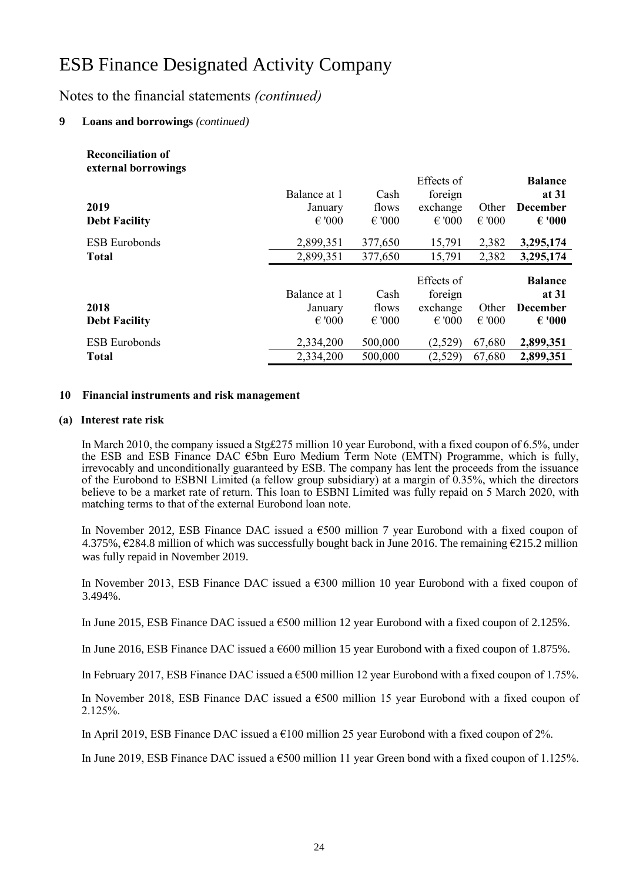# ESB Finance Designated Activity Company

## Notes to the financial statements *(continued)*

**9 Loans and borrowings** *(continued)*

**Reconciliation of external borrowings**

| **2019** **Debt Facility** | Balance at 1 January € '000 | Cash flows € '000 | Effects of foreign exchange € '000 | Other € '000 | **Balance at 31 December € '000** |
|---|---|---|---|---|---|
| ESB Eurobonds | 2,899,351 | 377,650 | 15,791 | 2,382 | **3,295,174** |
| **Total** | 2,899,351 | 377,650 | 15,791 | 2,382 | **3,295,174** |

| **2018** **Debt Facility** | Balance at 1 January € '000 | Cash flows € '000 | Effects of foreign exchange € '000 | Other € '000 | **Balance at 31 December € '000** |
|---|---|---|---|---|---|
| ESB Eurobonds | 2,334,200 | 500,000 | (2,529) | 67,680 | **2,899,351** |
| **Total** | 2,334,200 | 500,000 | (2,529) | 67,680 | **2,899,351** |

**10 Financial instruments and risk management**

**(a) Interest rate risk**

In March 2010, the company issued a Stg£275 million 10 year Eurobond, with a fixed coupon of 6.5%, under the ESB and ESB Finance DAC €5bn Euro Medium Term Note (EMTN) Programme, which is fully, irrevocably and unconditionally guaranteed by ESB. The company has lent the proceeds from the issuance of the Eurobond to ESBNI Limited (a fellow group subsidiary) at a margin of 0.35%, which the directors believe to be a market rate of return. This loan to ESBNI Limited was fully repaid on 5 March 2020, with matching terms to that of the external Eurobond loan note.

In November 2012, ESB Finance DAC issued a €500 million 7 year Eurobond with a fixed coupon of 4.375%, €284.8 million of which was successfully bought back in June 2016. The remaining €215.2 million was fully repaid in November 2019.

In November 2013, ESB Finance DAC issued a €300 million 10 year Eurobond with a fixed coupon of 3.494%.

In June 2015, ESB Finance DAC issued a €500 million 12 year Eurobond with a fixed coupon of 2.125%.

In June 2016, ESB Finance DAC issued a €600 million 15 year Eurobond with a fixed coupon of 1.875%.

In February 2017, ESB Finance DAC issued a €500 million 12 year Eurobond with a fixed coupon of 1.75%.

In November 2018, ESB Finance DAC issued a €500 million 15 year Eurobond with a fixed coupon of 2.125%.

In April 2019, ESB Finance DAC issued a €100 million 25 year Eurobond with a fixed coupon of 2%.

In June 2019, ESB Finance DAC issued a €500 million 11 year Green bond with a fixed coupon of 1.125%.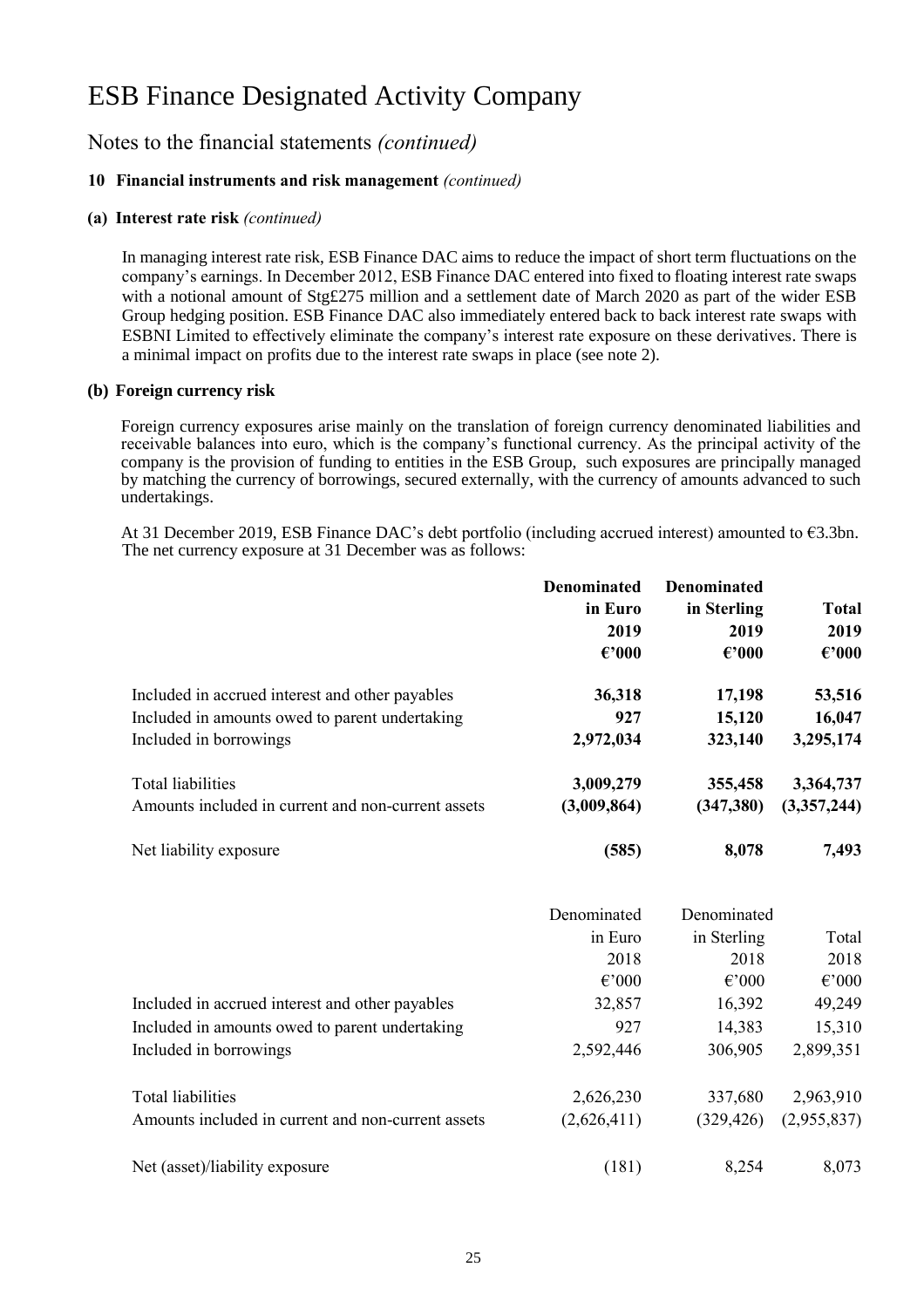# ESB Finance Designated Activity Company

## Notes to the financial statements *(continued)*

### 10 Financial instruments and risk management *(continued)*

#### (a) Interest rate risk *(continued)*

In managing interest rate risk, ESB Finance DAC aims to reduce the impact of short term fluctuations on the company's earnings. In December 2012, ESB Finance DAC entered into fixed to floating interest rate swaps with a notional amount of Stg£275 million and a settlement date of March 2020 as part of the wider ESB Group hedging position. ESB Finance DAC also immediately entered back to back interest rate swaps with ESBNI Limited to effectively eliminate the company's interest rate exposure on these derivatives. There is a minimal impact on profits due to the interest rate swaps in place (see note 2).

#### (b) Foreign currency risk

Foreign currency exposures arise mainly on the translation of foreign currency denominated liabilities and receivable balances into euro, which is the company's functional currency. As the principal activity of the company is the provision of funding to entities in the ESB Group, such exposures are principally managed by matching the currency of borrowings, secured externally, with the currency of amounts advanced to such undertakings.

At 31 December 2019, ESB Finance DAC's debt portfolio (including accrued interest) amounted to €3.3bn. The net currency exposure at 31 December was as follows:

| | **Denominated in Euro 2019 €'000** | **Denominated in Sterling 2019 €'000** | **Total 2019 €'000** |
|---|---|---|---|
| Included in accrued interest and other payables | **36,318** | **17,198** | **53,516** |
| Included in amounts owed to parent undertaking | **927** | **15,120** | **16,047** |
| Included in borrowings | **2,972,034** | **323,140** | **3,295,174** |
| Total liabilities | **3,009,279** | **355,458** | **3,364,737** |
| Amounts included in current and non-current assets | **(3,009,864)** | **(347,380)** | **(3,357,244)** |
| Net liability exposure | **(585)** | **8,078** | **7,493** |

| | Denominated in Euro 2018 €'000 | Denominated in Sterling 2018 €'000 | Total 2018 €'000 |
|---|---|---|---|
| Included in accrued interest and other payables | 32,857 | 16,392 | 49,249 |
| Included in amounts owed to parent undertaking | 927 | 14,383 | 15,310 |
| Included in borrowings | 2,592,446 | 306,905 | 2,899,351 |
| Total liabilities | 2,626,230 | 337,680 | 2,963,910 |
| Amounts included in current and non-current assets | (2,626,411) | (329,426) | (2,955,837) |
| Net (asset)/liability exposure | (181) | 8,254 | 8,073 |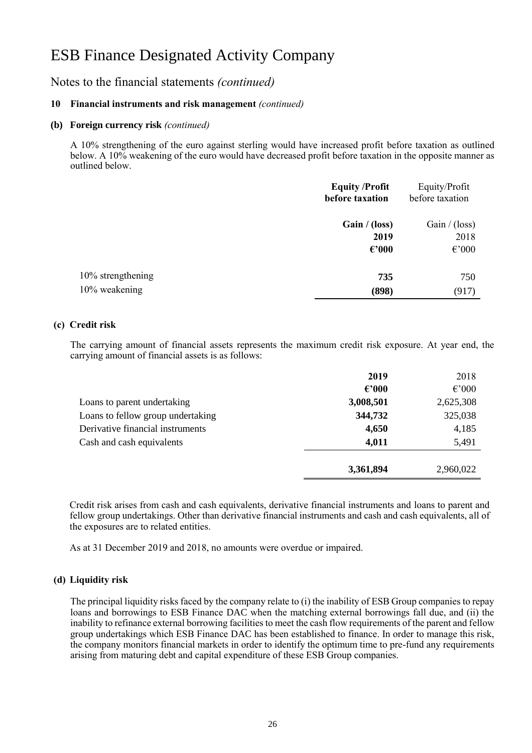# ESB Finance Designated Activity Company

## Notes to the financial statements *(continued)*

### 10 Financial instruments and risk management *(continued)*

#### (b) Foreign currency risk *(continued)*

A 10% strengthening of the euro against sterling would have increased profit before taxation as outlined below. A 10% weakening of the euro would have decreased profit before taxation in the opposite manner as outlined below.

| | **Equity /Profit before taxation** | Equity/Profit before taxation |
|---|---|---|
| | **Gain / (loss)** | Gain / (loss) |
| | **2019** | 2018 |
| | **€'000** | €'000 |
| 10% strengthening | **735** | 750 |
| 10% weakening | **(898)** | (917) |

#### (c) Credit risk

The carrying amount of financial assets represents the maximum credit risk exposure. At year end, the carrying amount of financial assets is as follows:

| | **2019** | 2018 |
|---|---|---|
| | **€'000** | €'000 |
| Loans to parent undertaking | **3,008,501** | 2,625,308 |
| Loans to fellow group undertaking | **344,732** | 325,038 |
| Derivative financial instruments | **4,650** | 4,185 |
| Cash and cash equivalents | **4,011** | 5,491 |
| | **3,361,894** | 2,960,022 |

Credit risk arises from cash and cash equivalents, derivative financial instruments and loans to parent and fellow group undertakings. Other than derivative financial instruments and cash and cash equivalents, all of the exposures are to related entities.

As at 31 December 2019 and 2018, no amounts were overdue or impaired.

#### (d) Liquidity risk

The principal liquidity risks faced by the company relate to (i) the inability of ESB Group companies to repay loans and borrowings to ESB Finance DAC when the matching external borrowings fall due, and (ii) the inability to refinance external borrowing facilities to meet the cash flow requirements of the parent and fellow group undertakings which ESB Finance DAC has been established to finance. In order to manage this risk, the company monitors financial markets in order to identify the optimum time to pre-fund any requirements arising from maturing debt and capital expenditure of these ESB Group companies.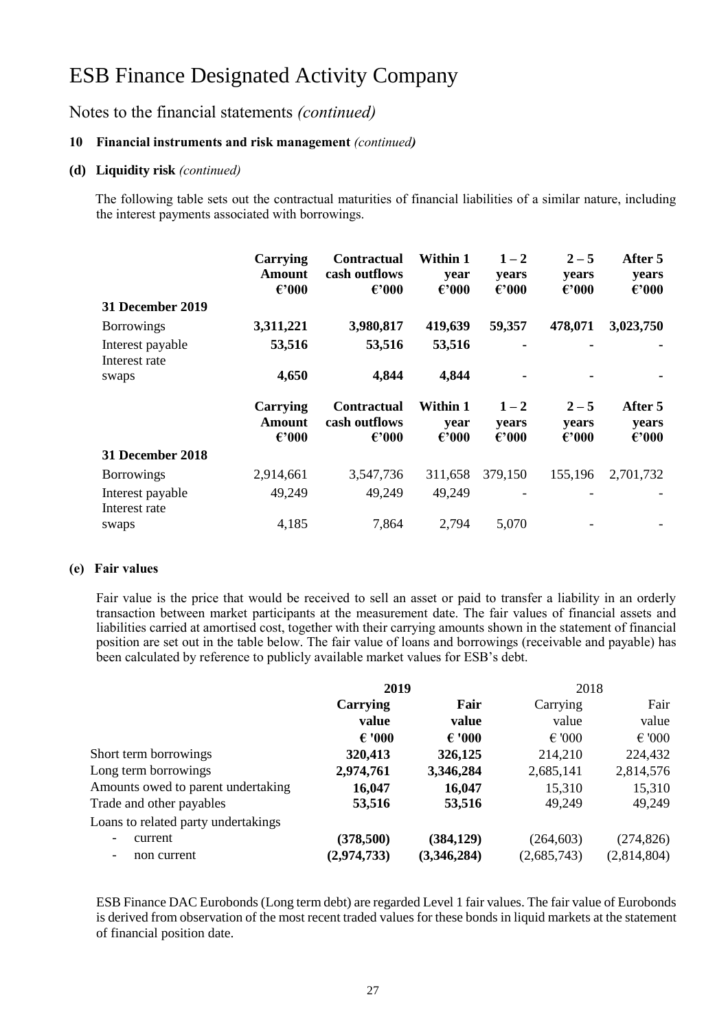# ESB Finance Designated Activity Company

## Notes to the financial statements *(continued)*

### 10 Financial instruments and risk management *(continued)*

#### (d) Liquidity risk *(continued)*

The following table sets out the contractual maturities of financial liabilities of a similar nature, including the interest payments associated with borrowings.

| | Carrying Amount €'000 | Contractual cash outflows €'000 | Within 1 year €'000 | 1 – 2 years €'000 | 2 – 5 years €'000 | After 5 years €'000 |
|---|---|---|---|---|---|---|
| **31 December 2019** | | | | | | |
| Borrowings | **3,311,221** | **3,980,817** | **419,639** | **59,357** | **478,071** | **3,023,750** |
| Interest payable | **53,516** | **53,516** | **53,516** | **-** | **-** | **-** |
| Interest rate swaps | **4,650** | **4,844** | **4,844** | **-** | **-** | **-** |

| | Carrying Amount €'000 | Contractual cash outflows €'000 | Within 1 year €'000 | 1 – 2 years €'000 | 2 – 5 years €'000 | After 5 years €'000 |
|---|---|---|---|---|---|---|
| **31 December 2018** | | | | | | |
| Borrowings | 2,914,661 | 3,547,736 | 311,658 | 379,150 | 155,196 | 2,701,732 |
| Interest payable | 49,249 | 49,249 | 49,249 | - | - | - |
| Interest rate swaps | 4,185 | 7,864 | 2,794 | 5,070 | - | - |

#### (e) Fair values

Fair value is the price that would be received to sell an asset or paid to transfer a liability in an orderly transaction between market participants at the measurement date. The fair values of financial assets and liabilities carried at amortised cost, together with their carrying amounts shown in the statement of financial position are set out in the table below. The fair value of loans and borrowings (receivable and payable) has been calculated by reference to publicly available market values for ESB's debt.

| | **2019** | | 2018 | |
|---|---|---|---|---|
| | **Carrying value € '000** | **Fair value € '000** | Carrying value € '000 | Fair value € '000 |
| Short term borrowings | **320,413** | **326,125** | 214,210 | 224,432 |
| Long term borrowings | **2,974,761** | **3,346,284** | 2,685,141 | 2,814,576 |
| Amounts owed to parent undertaking | **16,047** | **16,047** | 15,310 | 15,310 |
| Trade and other payables | **53,516** | **53,516** | 49,249 | 49,249 |
| Loans to related party undertakings | | | | |
| - current | **(378,500)** | **(384,129)** | (264,603) | (274,826) |
| - non current | **(2,974,733)** | **(3,346,284)** | (2,685,743) | (2,814,804) |

ESB Finance DAC Eurobonds (Long term debt) are regarded Level 1 fair values. The fair value of Eurobonds is derived from observation of the most recent traded values for these bonds in liquid markets at the statement of financial position date.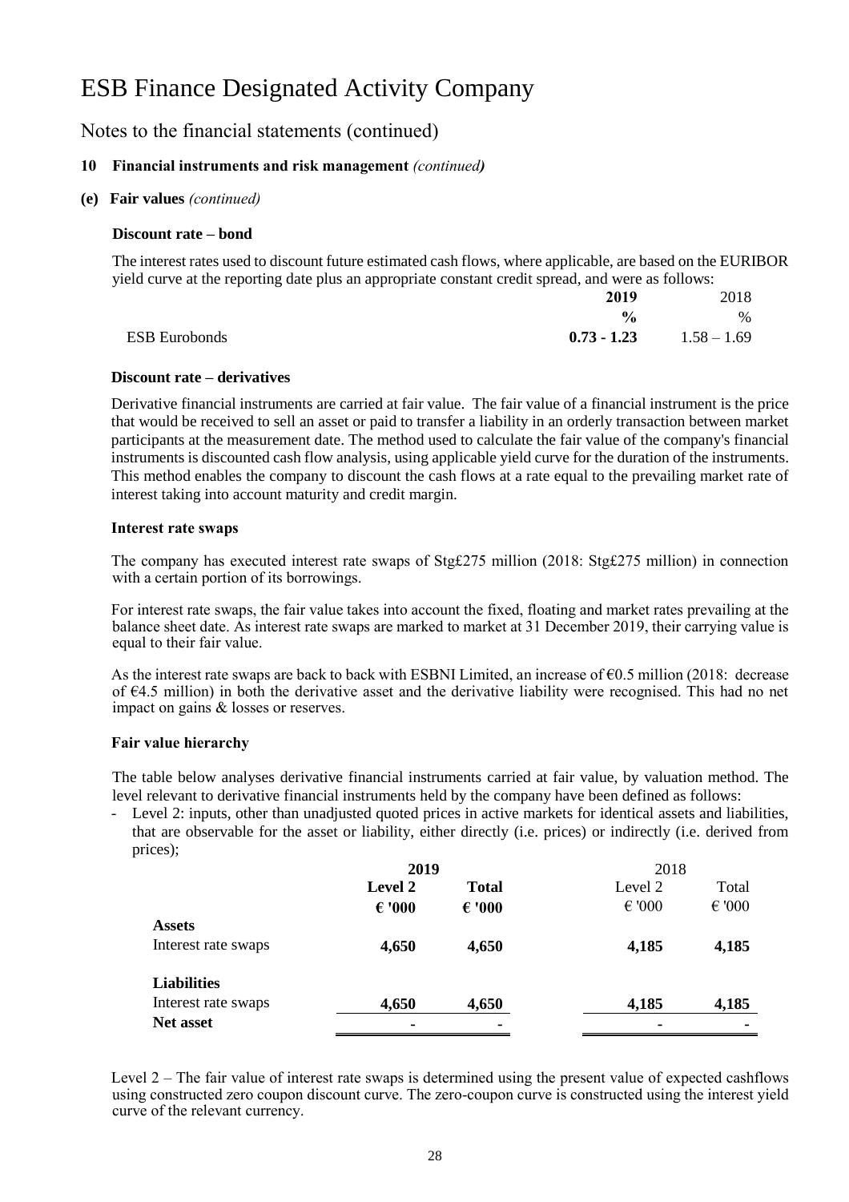# ESB Finance Designated Activity Company

## Notes to the financial statements (continued)

### 10 Financial instruments and risk management *(continued)*

**(e) Fair values** *(continued)*

**Discount rate – bond**

The interest rates used to discount future estimated cash flows, where applicable, are based on the EURIBOR yield curve at the reporting date plus an appropriate constant credit spread, and were as follows:

| | **2019** | 2018 |
|---|---|---|
| | **%** | % |
| ESB Eurobonds | **0.73 - 1.23** | 1.58 – 1.69 |

**Discount rate – derivatives**

Derivative financial instruments are carried at fair value. The fair value of a financial instrument is the price that would be received to sell an asset or paid to transfer a liability in an orderly transaction between market participants at the measurement date. The method used to calculate the fair value of the company's financial instruments is discounted cash flow analysis, using applicable yield curve for the duration of the instruments. This method enables the company to discount the cash flows at a rate equal to the prevailing market rate of interest taking into account maturity and credit margin.

**Interest rate swaps**

The company has executed interest rate swaps of Stg£275 million (2018: Stg£275 million) in connection with a certain portion of its borrowings.

For interest rate swaps, the fair value takes into account the fixed, floating and market rates prevailing at the balance sheet date. As interest rate swaps are marked to market at 31 December 2019, their carrying value is equal to their fair value.

As the interest rate swaps are back to back with ESBNI Limited, an increase of €0.5 million (2018: decrease of €4.5 million) in both the derivative asset and the derivative liability were recognised. This had no net impact on gains & losses or reserves.

**Fair value hierarchy**

The table below analyses derivative financial instruments carried at fair value, by valuation method. The level relevant to derivative financial instruments held by the company have been defined as follows:

- Level 2: inputs, other than unadjusted quoted prices in active markets for identical assets and liabilities, that are observable for the asset or liability, either directly (i.e. prices) or indirectly (i.e. derived from prices);

| | **2019** | | 2018 | |
|---|---|---|---|---|
| | **Level 2** | **Total** | Level 2 | Total |
| | **€ '000** | **€ '000** | € '000 | € '000 |
| **Assets** | | | | |
| Interest rate swaps | **4,650** | **4,650** | **4,185** | **4,185** |
| **Liabilities** | | | | |
| Interest rate swaps | **4,650** | **4,650** | **4,185** | **4,185** |
| **Net asset** | **-** | **-** | **-** | **-** |

Level 2 – The fair value of interest rate swaps is determined using the present value of expected cashflows using constructed zero coupon discount curve. The zero-coupon curve is constructed using the interest yield curve of the relevant currency.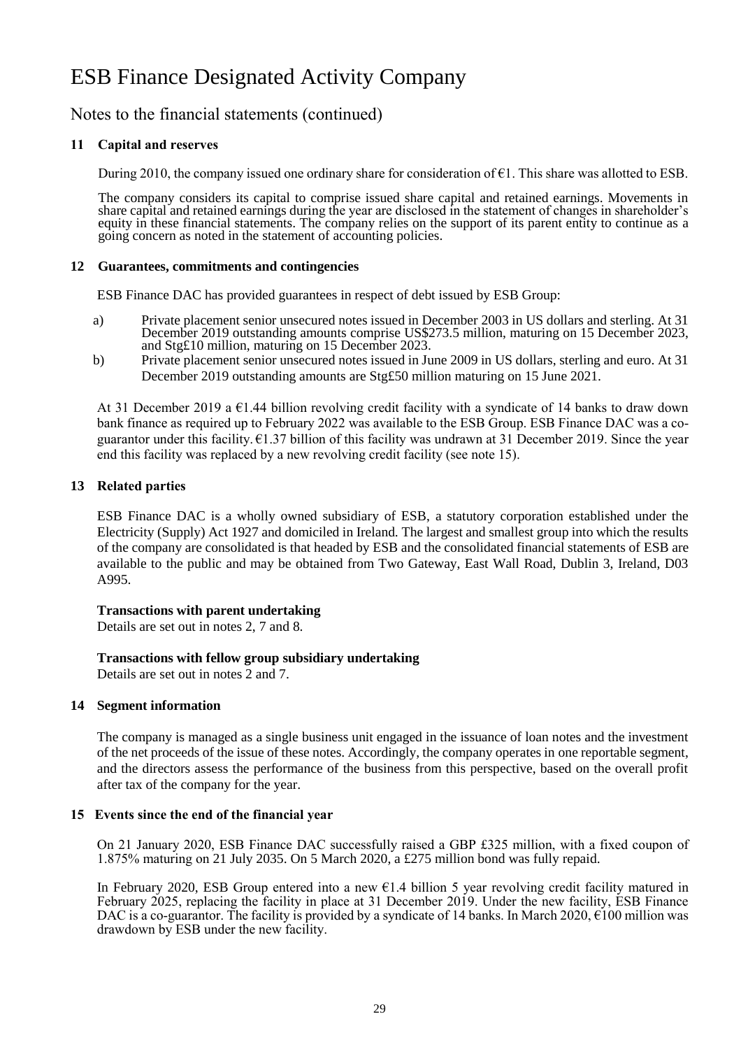# ESB Finance Designated Activity Company

## Notes to the financial statements (continued)

### 11 Capital and reserves

During 2010, the company issued one ordinary share for consideration of €1. This share was allotted to ESB.

The company considers its capital to comprise issued share capital and retained earnings. Movements in share capital and retained earnings during the year are disclosed in the statement of changes in shareholder's equity in these financial statements. The company relies on the support of its parent entity to continue as a going concern as noted in the statement of accounting policies.

### 12 Guarantees, commitments and contingencies

ESB Finance DAC has provided guarantees in respect of debt issued by ESB Group:

a) Private placement senior unsecured notes issued in December 2003 in US dollars and sterling. At 31 December 2019 outstanding amounts comprise US$273.5 million, maturing on 15 December 2023, and Stg£10 million, maturing on 15 December 2023.

b) Private placement senior unsecured notes issued in June 2009 in US dollars, sterling and euro. At 31 December 2019 outstanding amounts are Stg£50 million maturing on 15 June 2021.

At 31 December 2019 a €1.44 billion revolving credit facility with a syndicate of 14 banks to draw down bank finance as required up to February 2022 was available to the ESB Group. ESB Finance DAC was a co-guarantor under this facility. €1.37 billion of this facility was undrawn at 31 December 2019. Since the year end this facility was replaced by a new revolving credit facility (see note 15).

### 13 Related parties

ESB Finance DAC is a wholly owned subsidiary of ESB, a statutory corporation established under the Electricity (Supply) Act 1927 and domiciled in Ireland. The largest and smallest group into which the results of the company are consolidated is that headed by ESB and the consolidated financial statements of ESB are available to the public and may be obtained from Two Gateway, East Wall Road, Dublin 3, Ireland, D03 A995.

**Transactions with parent undertaking**
Details are set out in notes 2, 7 and 8.

**Transactions with fellow group subsidiary undertaking**
Details are set out in notes 2 and 7.

### 14 Segment information

The company is managed as a single business unit engaged in the issuance of loan notes and the investment of the net proceeds of the issue of these notes. Accordingly, the company operates in one reportable segment, and the directors assess the performance of the business from this perspective, based on the overall profit after tax of the company for the year.

### 15 Events since the end of the financial year

On 21 January 2020, ESB Finance DAC successfully raised a GBP £325 million, with a fixed coupon of 1.875% maturing on 21 July 2035. On 5 March 2020, a £275 million bond was fully repaid.

In February 2020, ESB Group entered into a new €1.4 billion 5 year revolving credit facility matured in February 2025, replacing the facility in place at 31 December 2019. Under the new facility, ESB Finance DAC is a co-guarantor. The facility is provided by a syndicate of 14 banks. In March 2020, €100 million was drawdown by ESB under the new facility.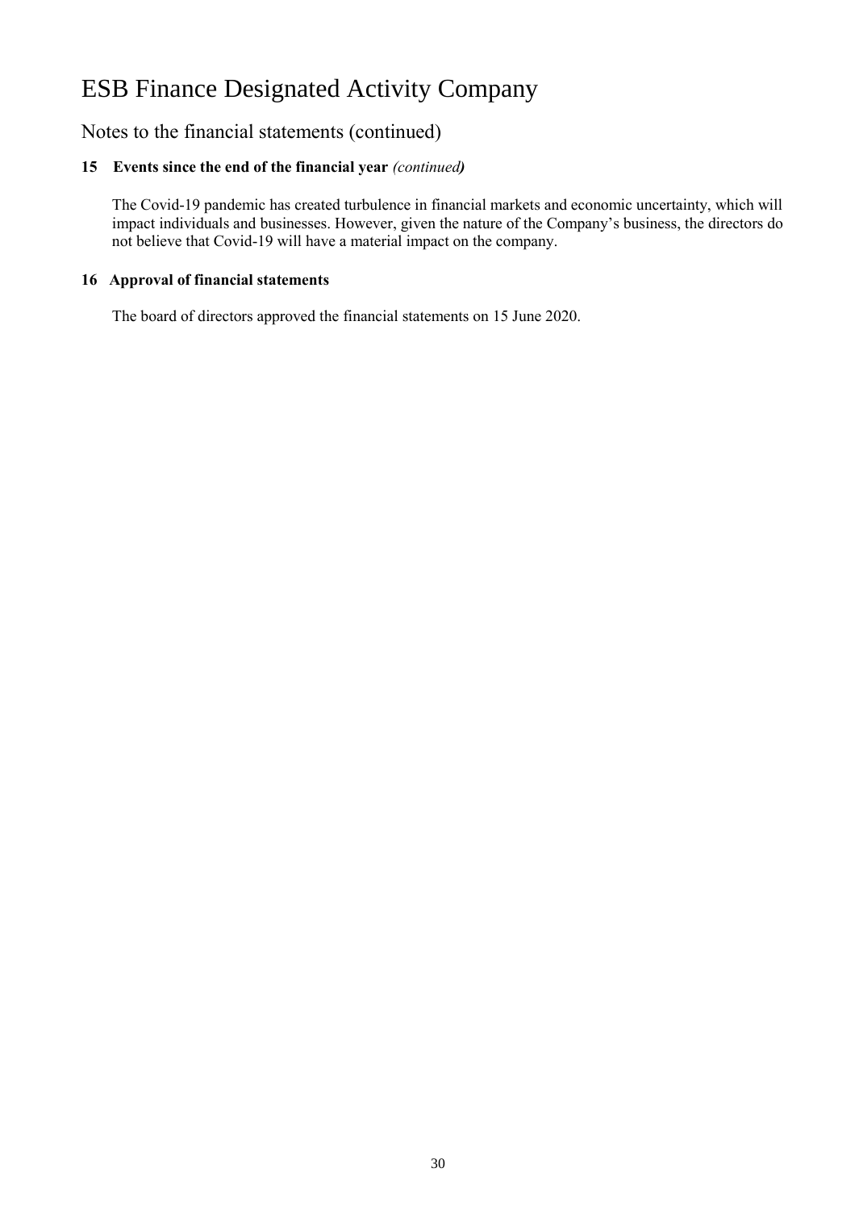# ESB Finance Designated Activity Company

## Notes to the financial statements (continued)

### 15 Events since the end of the financial year *(continued)*

The Covid-19 pandemic has created turbulence in financial markets and economic uncertainty, which will impact individuals and businesses. However, given the nature of the Company's business, the directors do not believe that Covid-19 will have a material impact on the company.

### 16 Approval of financial statements

The board of directors approved the financial statements on 15 June 2020.